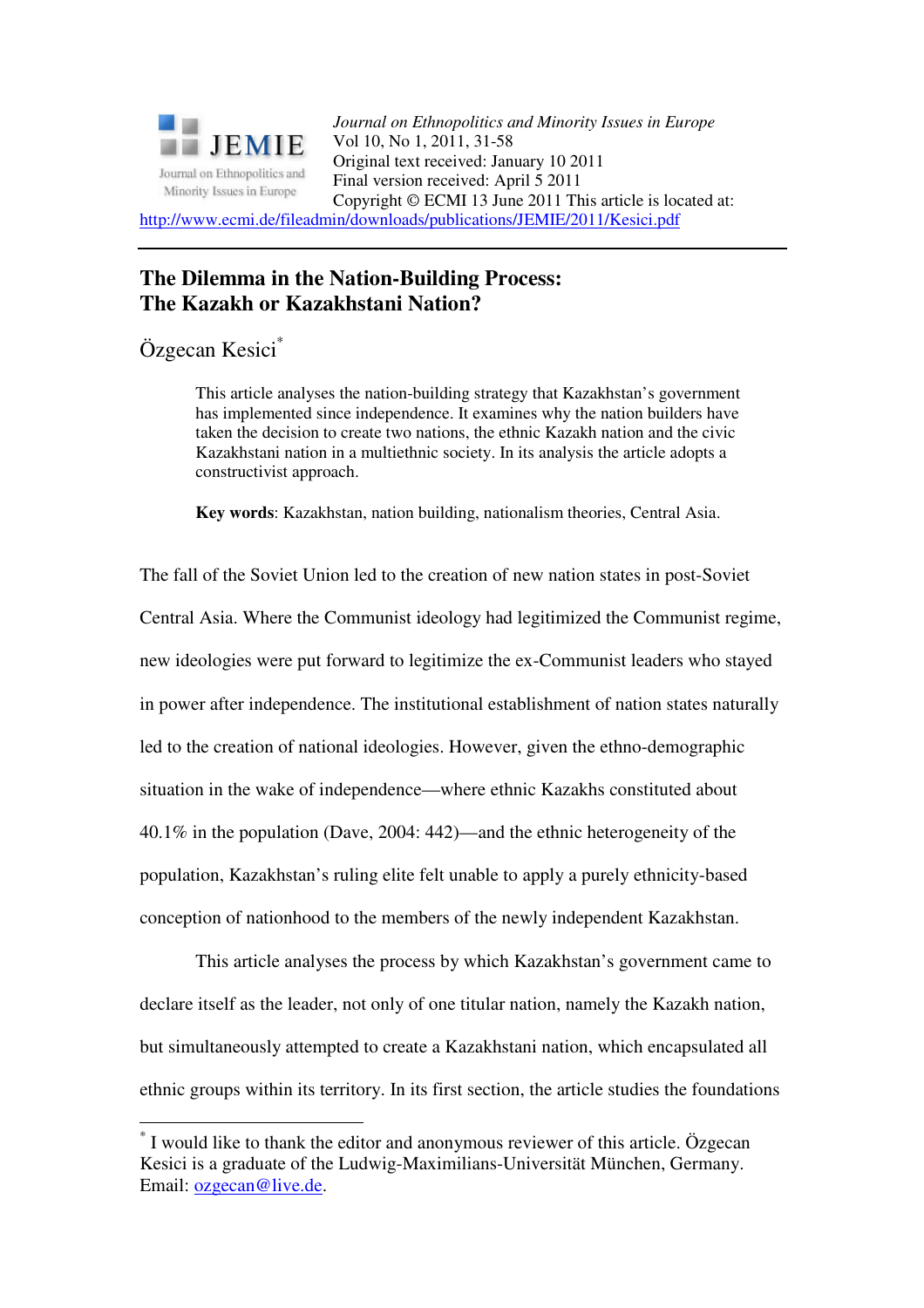*Journal on Ethnopolitics and Minority Issues in Europe*
Vol 10, No 1, 2011, 31-58
Original text received: January 10 2011
Final version received: April 5 2011
Copyright © ECMI 13 June 2011 This article is located at:
http://www.ecmi.de/fileadmin/downloads/publications/JEMIE/2011/Kesici.pdf

# The Dilemma in the Nation-Building Process: The Kazakh or Kazakhstani Nation?

Özgecan Kesici*

> This article analyses the nation-building strategy that Kazakhstan's government has implemented since independence. It examines why the nation builders have taken the decision to create two nations, the ethnic Kazakh nation and the civic Kazakhstani nation in a multiethnic society. In its analysis the article adopts a constructivist approach.
>
> **Key words**: Kazakhstan, nation building, nationalism theories, Central Asia.

The fall of the Soviet Union led to the creation of new nation states in post-Soviet Central Asia. Where the Communist ideology had legitimized the Communist regime, new ideologies were put forward to legitimize the ex-Communist leaders who stayed in power after independence. The institutional establishment of nation states naturally led to the creation of national ideologies. However, given the ethno-demographic situation in the wake of independence—where ethnic Kazakhs constituted about 40.1% in the population (Dave, 2004: 442)—and the ethnic heterogeneity of the population, Kazakhstan's ruling elite felt unable to apply a purely ethnicity-based conception of nationhood to the members of the newly independent Kazakhstan.

This article analyses the process by which Kazakhstan's government came to declare itself as the leader, not only of one titular nation, namely the Kazakh nation, but simultaneously attempted to create a Kazakhstani nation, which encapsulated all ethnic groups within its territory. In its first section, the article studies the foundations

---

\* I would like to thank the editor and anonymous reviewer of this article. Özgecan Kesici is a graduate of the Ludwig-Maximilians-Universität München, Germany. Email: ozgecan@live.de.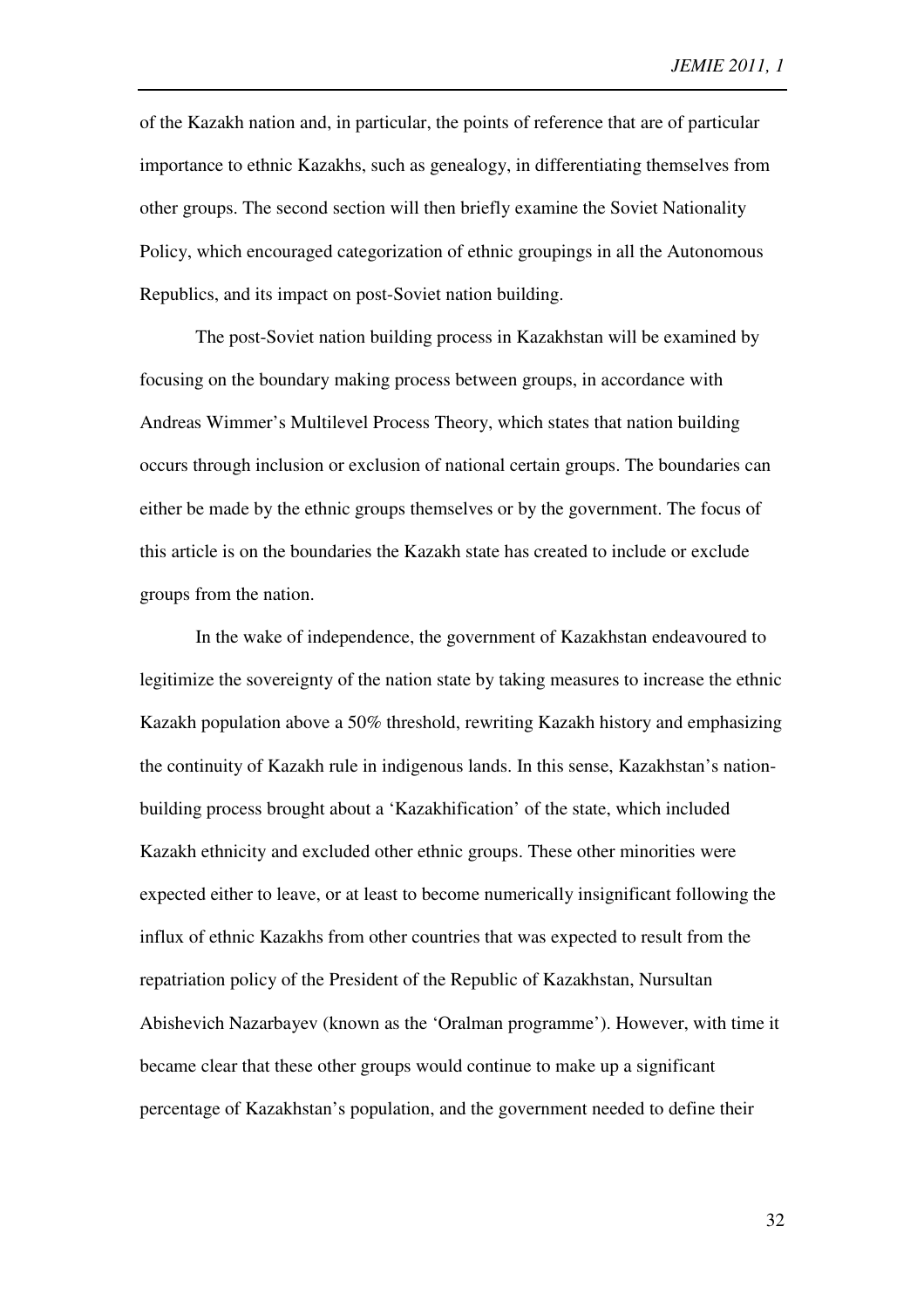of the Kazakh nation and, in particular, the points of reference that are of particular importance to ethnic Kazakhs, such as genealogy, in differentiating themselves from other groups. The second section will then briefly examine the Soviet Nationality Policy, which encouraged categorization of ethnic groupings in all the Autonomous Republics, and its impact on post-Soviet nation building.

The post-Soviet nation building process in Kazakhstan will be examined by focusing on the boundary making process between groups, in accordance with Andreas Wimmer's Multilevel Process Theory, which states that nation building occurs through inclusion or exclusion of national certain groups. The boundaries can either be made by the ethnic groups themselves or by the government. The focus of this article is on the boundaries the Kazakh state has created to include or exclude groups from the nation.

In the wake of independence, the government of Kazakhstan endeavoured to legitimize the sovereignty of the nation state by taking measures to increase the ethnic Kazakh population above a 50% threshold, rewriting Kazakh history and emphasizing the continuity of Kazakh rule in indigenous lands. In this sense, Kazakhstan's nation-building process brought about a 'Kazakhification' of the state, which included Kazakh ethnicity and excluded other ethnic groups. These other minorities were expected either to leave, or at least to become numerically insignificant following the influx of ethnic Kazakhs from other countries that was expected to result from the repatriation policy of the President of the Republic of Kazakhstan, Nursultan Abishevich Nazarbayev (known as the 'Oralman programme'). However, with time it became clear that these other groups would continue to make up a significant percentage of Kazakhstan's population, and the government needed to define their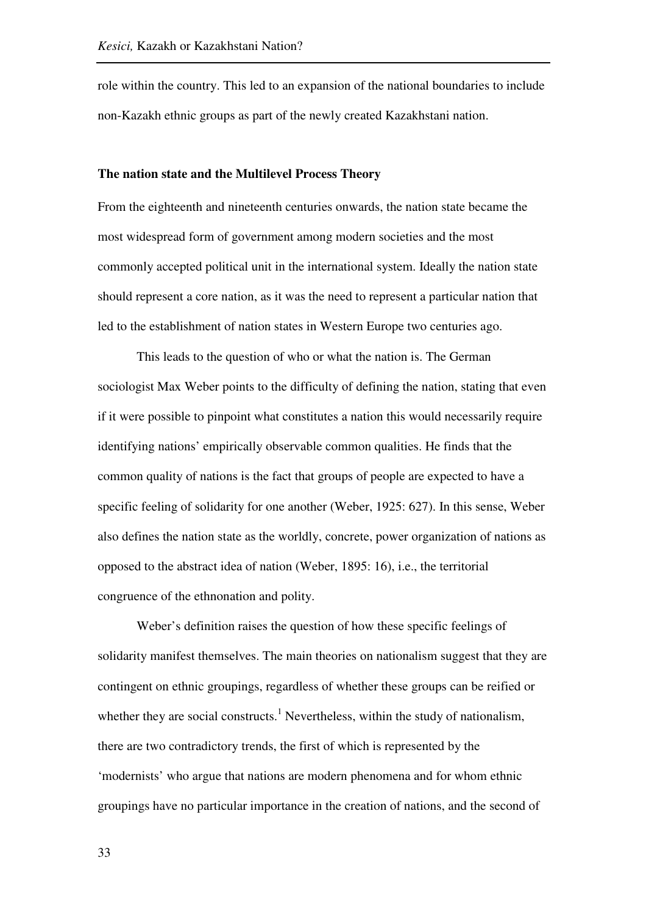role within the country. This led to an expansion of the national boundaries to include non-Kazakh ethnic groups as part of the newly created Kazakhstani nation.

**The nation state and the Multilevel Process Theory**

From the eighteenth and nineteenth centuries onwards, the nation state became the most widespread form of government among modern societies and the most commonly accepted political unit in the international system. Ideally the nation state should represent a core nation, as it was the need to represent a particular nation that led to the establishment of nation states in Western Europe two centuries ago.

This leads to the question of who or what the nation is. The German sociologist Max Weber points to the difficulty of defining the nation, stating that even if it were possible to pinpoint what constitutes a nation this would necessarily require identifying nations' empirically observable common qualities. He finds that the common quality of nations is the fact that groups of people are expected to have a specific feeling of solidarity for one another (Weber, 1925: 627). In this sense, Weber also defines the nation state as the worldly, concrete, power organization of nations as opposed to the abstract idea of nation (Weber, 1895: 16), i.e., the territorial congruence of the ethnonation and polity.

Weber's definition raises the question of how these specific feelings of solidarity manifest themselves. The main theories on nationalism suggest that they are contingent on ethnic groupings, regardless of whether these groups can be reified or whether they are social constructs.[1] Nevertheless, within the study of nationalism, there are two contradictory trends, the first of which is represented by the 'modernists' who argue that nations are modern phenomena and for whom ethnic groupings have no particular importance in the creation of nations, and the second of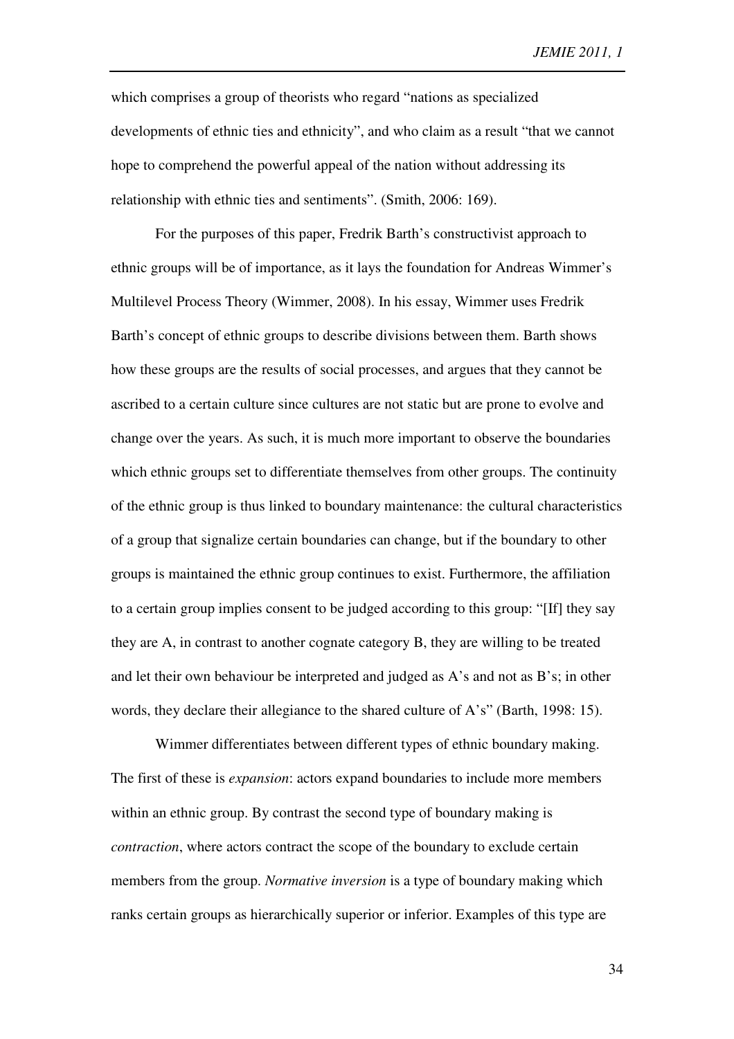which comprises a group of theorists who regard "nations as specialized developments of ethnic ties and ethnicity", and who claim as a result "that we cannot hope to comprehend the powerful appeal of the nation without addressing its relationship with ethnic ties and sentiments". (Smith, 2006: 169).

For the purposes of this paper, Fredrik Barth's constructivist approach to ethnic groups will be of importance, as it lays the foundation for Andreas Wimmer's Multilevel Process Theory (Wimmer, 2008). In his essay, Wimmer uses Fredrik Barth's concept of ethnic groups to describe divisions between them. Barth shows how these groups are the results of social processes, and argues that they cannot be ascribed to a certain culture since cultures are not static but are prone to evolve and change over the years. As such, it is much more important to observe the boundaries which ethnic groups set to differentiate themselves from other groups. The continuity of the ethnic group is thus linked to boundary maintenance: the cultural characteristics of a group that signalize certain boundaries can change, but if the boundary to other groups is maintained the ethnic group continues to exist. Furthermore, the affiliation to a certain group implies consent to be judged according to this group: "[If] they say they are A, in contrast to another cognate category B, they are willing to be treated and let their own behaviour be interpreted and judged as A's and not as B's; in other words, they declare their allegiance to the shared culture of A's" (Barth, 1998: 15).

Wimmer differentiates between different types of ethnic boundary making. The first of these is *expansion*: actors expand boundaries to include more members within an ethnic group. By contrast the second type of boundary making is *contraction*, where actors contract the scope of the boundary to exclude certain members from the group. *Normative inversion* is a type of boundary making which ranks certain groups as hierarchically superior or inferior. Examples of this type are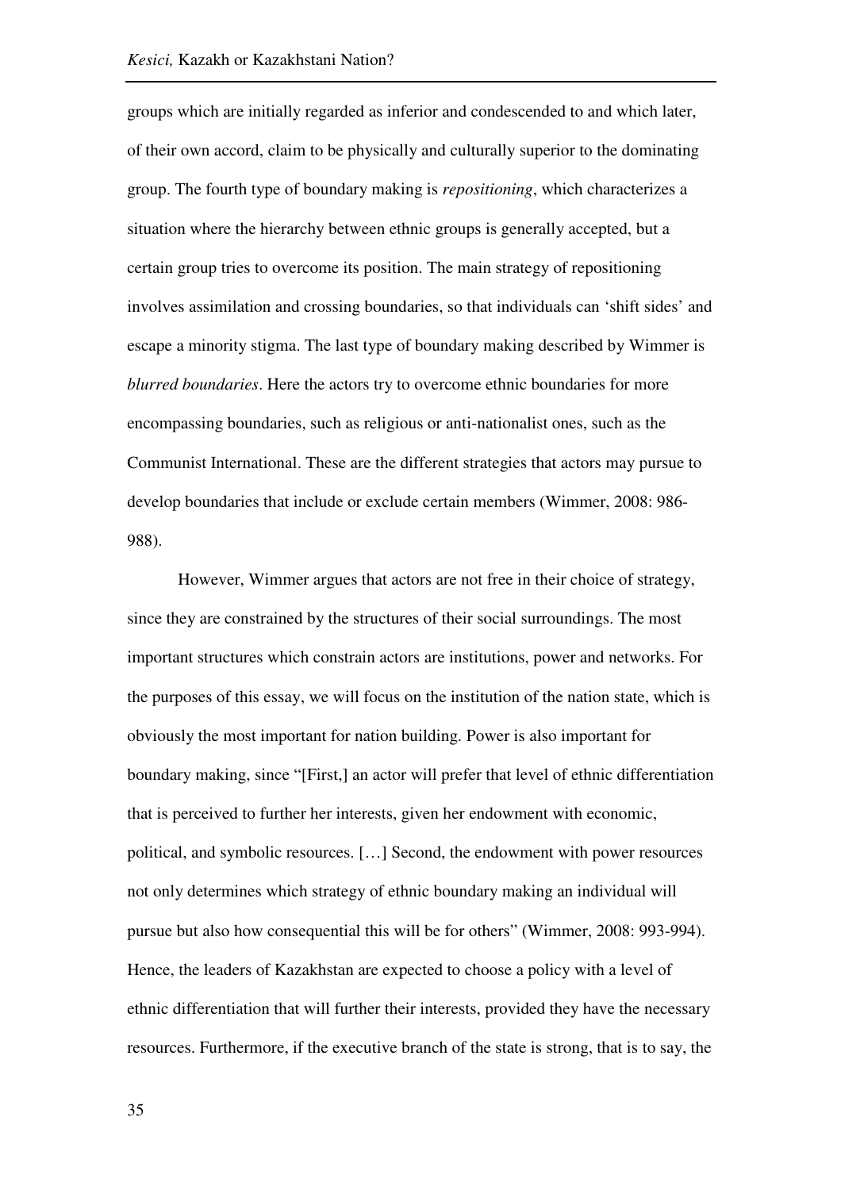groups which are initially regarded as inferior and condescended to and which later, of their own accord, claim to be physically and culturally superior to the dominating group. The fourth type of boundary making is *repositioning*, which characterizes a situation where the hierarchy between ethnic groups is generally accepted, but a certain group tries to overcome its position. The main strategy of repositioning involves assimilation and crossing boundaries, so that individuals can 'shift sides' and escape a minority stigma. The last type of boundary making described by Wimmer is *blurred boundaries*. Here the actors try to overcome ethnic boundaries for more encompassing boundaries, such as religious or anti-nationalist ones, such as the Communist International. These are the different strategies that actors may pursue to develop boundaries that include or exclude certain members (Wimmer, 2008: 986-988).

However, Wimmer argues that actors are not free in their choice of strategy, since they are constrained by the structures of their social surroundings. The most important structures which constrain actors are institutions, power and networks. For the purposes of this essay, we will focus on the institution of the nation state, which is obviously the most important for nation building. Power is also important for boundary making, since "[First,] an actor will prefer that level of ethnic differentiation that is perceived to further her interests, given her endowment with economic, political, and symbolic resources. […] Second, the endowment with power resources not only determines which strategy of ethnic boundary making an individual will pursue but also how consequential this will be for others" (Wimmer, 2008: 993-994). Hence, the leaders of Kazakhstan are expected to choose a policy with a level of ethnic differentiation that will further their interests, provided they have the necessary resources. Furthermore, if the executive branch of the state is strong, that is to say, the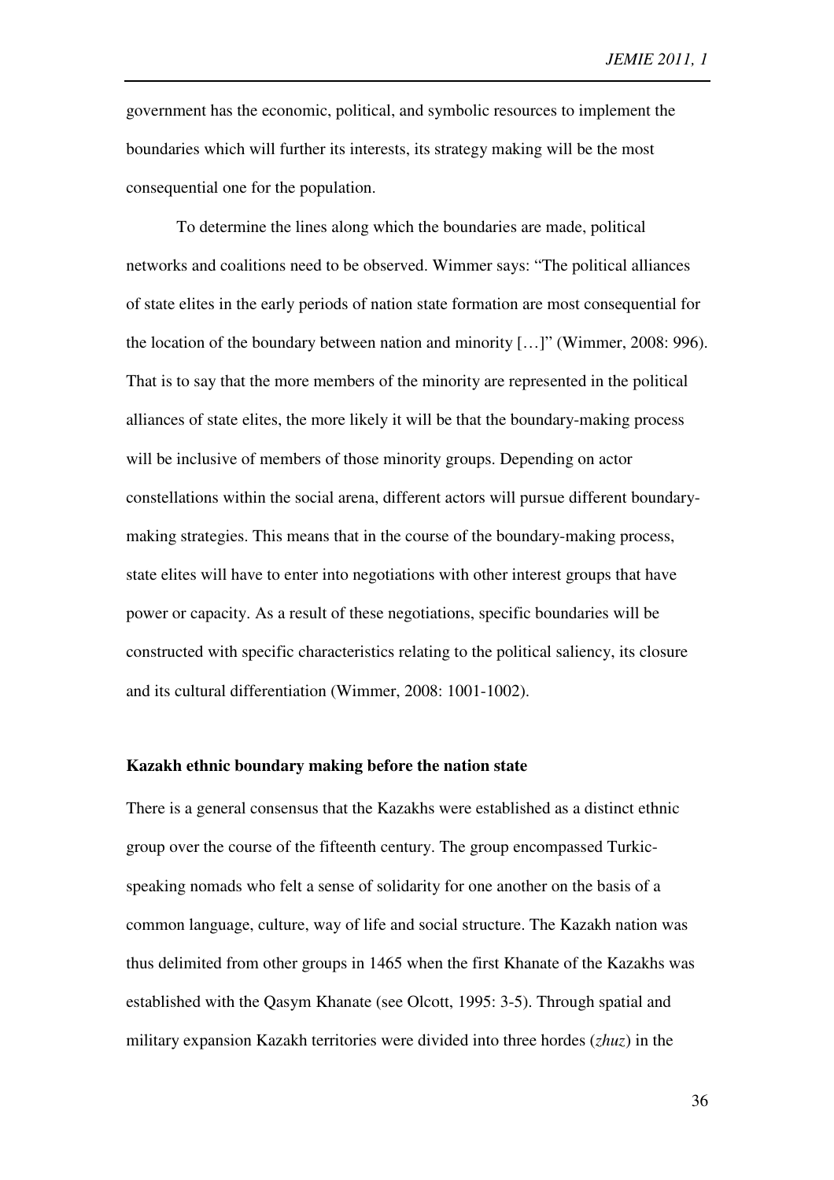government has the economic, political, and symbolic resources to implement the boundaries which will further its interests, its strategy making will be the most consequential one for the population.

To determine the lines along which the boundaries are made, political networks and coalitions need to be observed. Wimmer says: "The political alliances of state elites in the early periods of nation state formation are most consequential for the location of the boundary between nation and minority […]" (Wimmer, 2008: 996). That is to say that the more members of the minority are represented in the political alliances of state elites, the more likely it will be that the boundary-making process will be inclusive of members of those minority groups. Depending on actor constellations within the social arena, different actors will pursue different boundary-making strategies. This means that in the course of the boundary-making process, state elites will have to enter into negotiations with other interest groups that have power or capacity. As a result of these negotiations, specific boundaries will be constructed with specific characteristics relating to the political saliency, its closure and its cultural differentiation (Wimmer, 2008: 1001-1002).

**Kazakh ethnic boundary making before the nation state**

There is a general consensus that the Kazakhs were established as a distinct ethnic group over the course of the fifteenth century. The group encompassed Turkic-speaking nomads who felt a sense of solidarity for one another on the basis of a common language, culture, way of life and social structure. The Kazakh nation was thus delimited from other groups in 1465 when the first Khanate of the Kazakhs was established with the Qasym Khanate (see Olcott, 1995: 3-5). Through spatial and military expansion Kazakh territories were divided into three hordes (*zhuz*) in the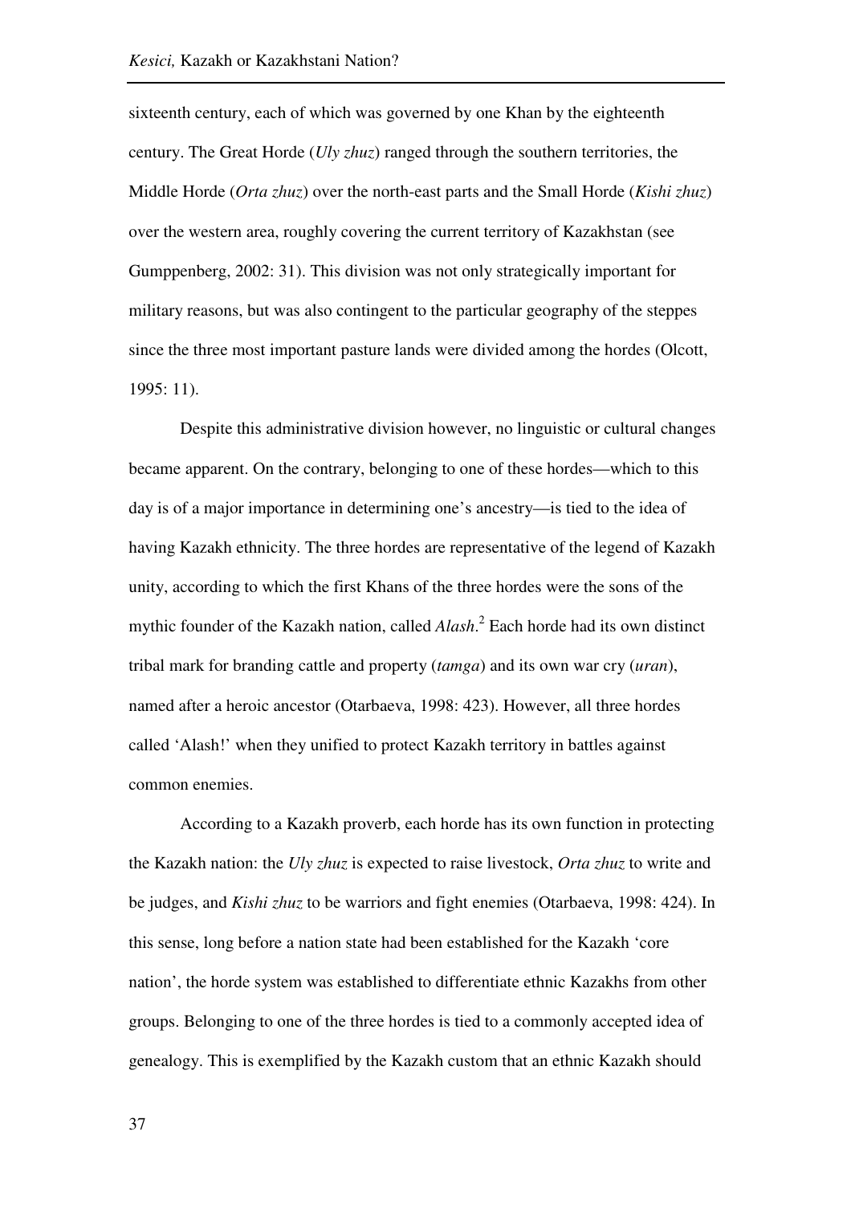sixteenth century, each of which was governed by one Khan by the eighteenth century. The Great Horde (*Uly zhuz*) ranged through the southern territories, the Middle Horde (*Orta zhuz*) over the north-east parts and the Small Horde (*Kishi zhuz*) over the western area, roughly covering the current territory of Kazakhstan (see Gumppenberg, 2002: 31). This division was not only strategically important for military reasons, but was also contingent to the particular geography of the steppes since the three most important pasture lands were divided among the hordes (Olcott, 1995: 11).

Despite this administrative division however, no linguistic or cultural changes became apparent. On the contrary, belonging to one of these hordes—which to this day is of a major importance in determining one's ancestry—is tied to the idea of having Kazakh ethnicity. The three hordes are representative of the legend of Kazakh unity, according to which the first Khans of the three hordes were the sons of the mythic founder of the Kazakh nation, called *Alash*.[2] Each horde had its own distinct tribal mark for branding cattle and property (*tamga*) and its own war cry (*uran*), named after a heroic ancestor (Otarbaeva, 1998: 423). However, all three hordes called 'Alash!' when they unified to protect Kazakh territory in battles against common enemies.

According to a Kazakh proverb, each horde has its own function in protecting the Kazakh nation: the *Uly zhuz* is expected to raise livestock, *Orta zhuz* to write and be judges, and *Kishi zhuz* to be warriors and fight enemies (Otarbaeva, 1998: 424). In this sense, long before a nation state had been established for the Kazakh 'core nation', the horde system was established to differentiate ethnic Kazakhs from other groups. Belonging to one of the three hordes is tied to a commonly accepted idea of genealogy. This is exemplified by the Kazakh custom that an ethnic Kazakh should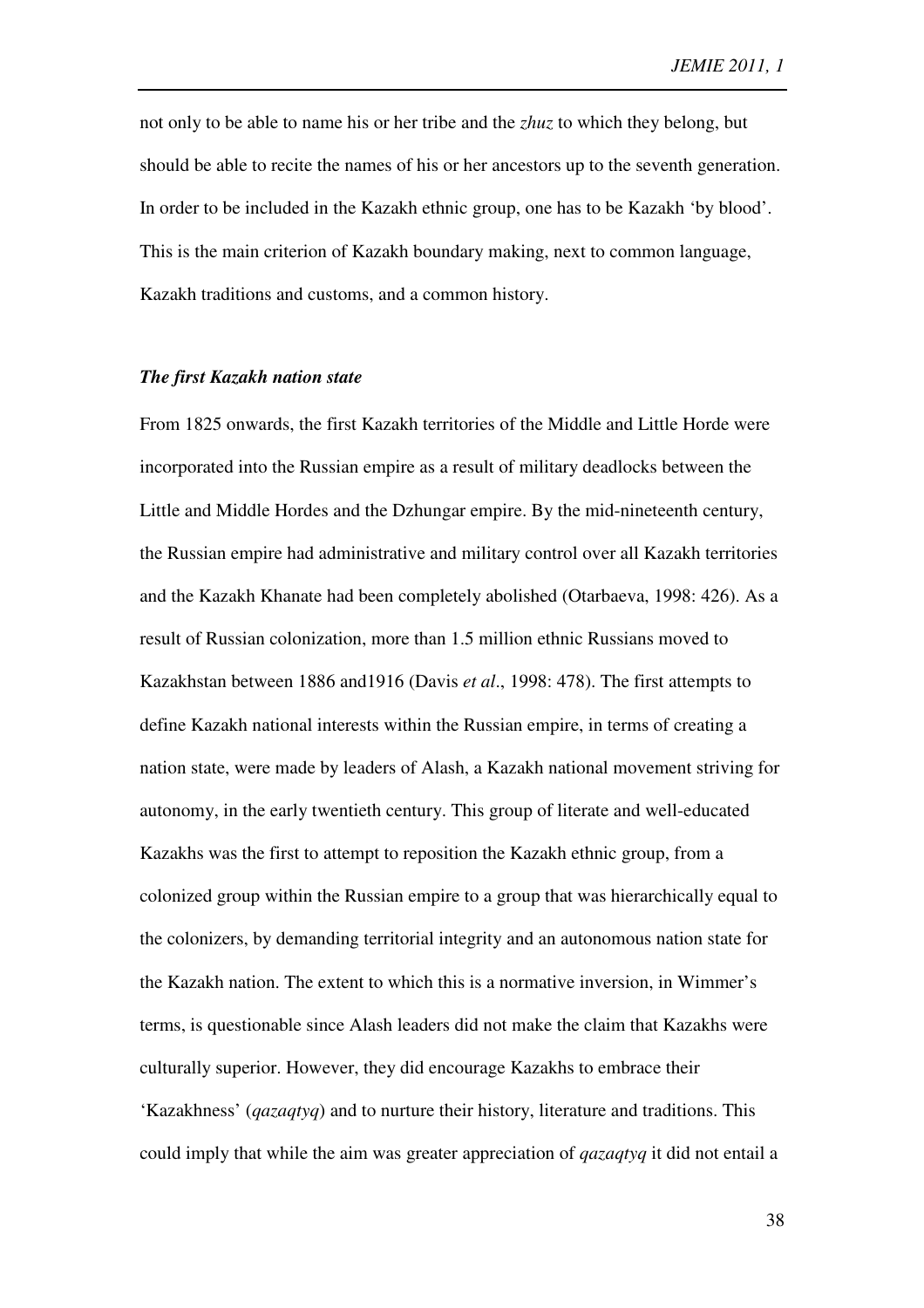not only to be able to name his or her tribe and the *zhuz* to which they belong, but should be able to recite the names of his or her ancestors up to the seventh generation. In order to be included in the Kazakh ethnic group, one has to be Kazakh 'by blood'. This is the main criterion of Kazakh boundary making, next to common language, Kazakh traditions and customs, and a common history.

### *The first Kazakh nation state*

From 1825 onwards, the first Kazakh territories of the Middle and Little Horde were incorporated into the Russian empire as a result of military deadlocks between the Little and Middle Hordes and the Dzhungar empire. By the mid-nineteenth century, the Russian empire had administrative and military control over all Kazakh territories and the Kazakh Khanate had been completely abolished (Otarbaeva, 1998: 426). As a result of Russian colonization, more than 1.5 million ethnic Russians moved to Kazakhstan between 1886 and1916 (Davis *et al*., 1998: 478). The first attempts to define Kazakh national interests within the Russian empire, in terms of creating a nation state, were made by leaders of Alash, a Kazakh national movement striving for autonomy, in the early twentieth century. This group of literate and well-educated Kazakhs was the first to attempt to reposition the Kazakh ethnic group, from a colonized group within the Russian empire to a group that was hierarchically equal to the colonizers, by demanding territorial integrity and an autonomous nation state for the Kazakh nation. The extent to which this is a normative inversion, in Wimmer's terms, is questionable since Alash leaders did not make the claim that Kazakhs were culturally superior. However, they did encourage Kazakhs to embrace their 'Kazakhness' (*qazaqtyq*) and to nurture their history, literature and traditions. This could imply that while the aim was greater appreciation of *qazaqtyq* it did not entail a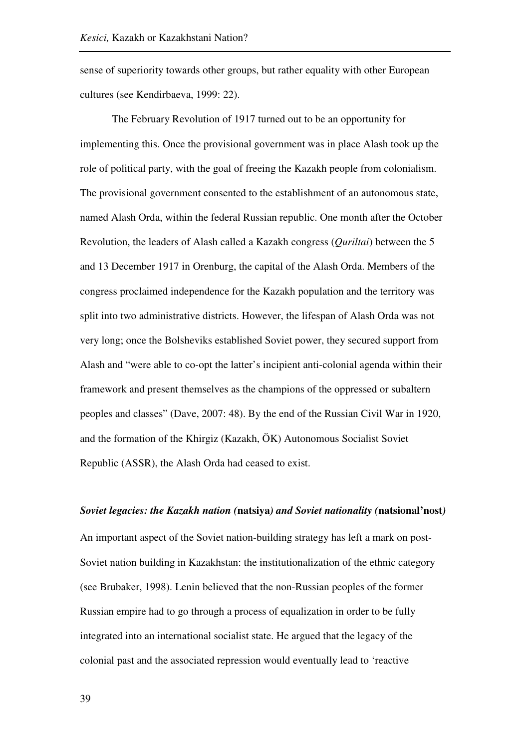sense of superiority towards other groups, but rather equality with other European cultures (see Kendirbaeva, 1999: 22).

The February Revolution of 1917 turned out to be an opportunity for implementing this. Once the provisional government was in place Alash took up the role of political party, with the goal of freeing the Kazakh people from colonialism. The provisional government consented to the establishment of an autonomous state, named Alash Orda, within the federal Russian republic. One month after the October Revolution, the leaders of Alash called a Kazakh congress (*Quriltai*) between the 5 and 13 December 1917 in Orenburg, the capital of the Alash Orda. Members of the congress proclaimed independence for the Kazakh population and the territory was split into two administrative districts. However, the lifespan of Alash Orda was not very long; once the Bolsheviks established Soviet power, they secured support from Alash and "were able to co-opt the latter's incipient anti-colonial agenda within their framework and present themselves as the champions of the oppressed or subaltern peoples and classes" (Dave, 2007: 48). By the end of the Russian Civil War in 1920, and the formation of the Khirgiz (Kazakh, ÖK) Autonomous Socialist Soviet Republic (ASSR), the Alash Orda had ceased to exist.

### *Soviet legacies: the Kazakh nation (***natsiya***) and Soviet nationality (***natsional'nost***)*

An important aspect of the Soviet nation-building strategy has left a mark on post-Soviet nation building in Kazakhstan: the institutionalization of the ethnic category (see Brubaker, 1998). Lenin believed that the non-Russian peoples of the former Russian empire had to go through a process of equalization in order to be fully integrated into an international socialist state. He argued that the legacy of the colonial past and the associated repression would eventually lead to 'reactive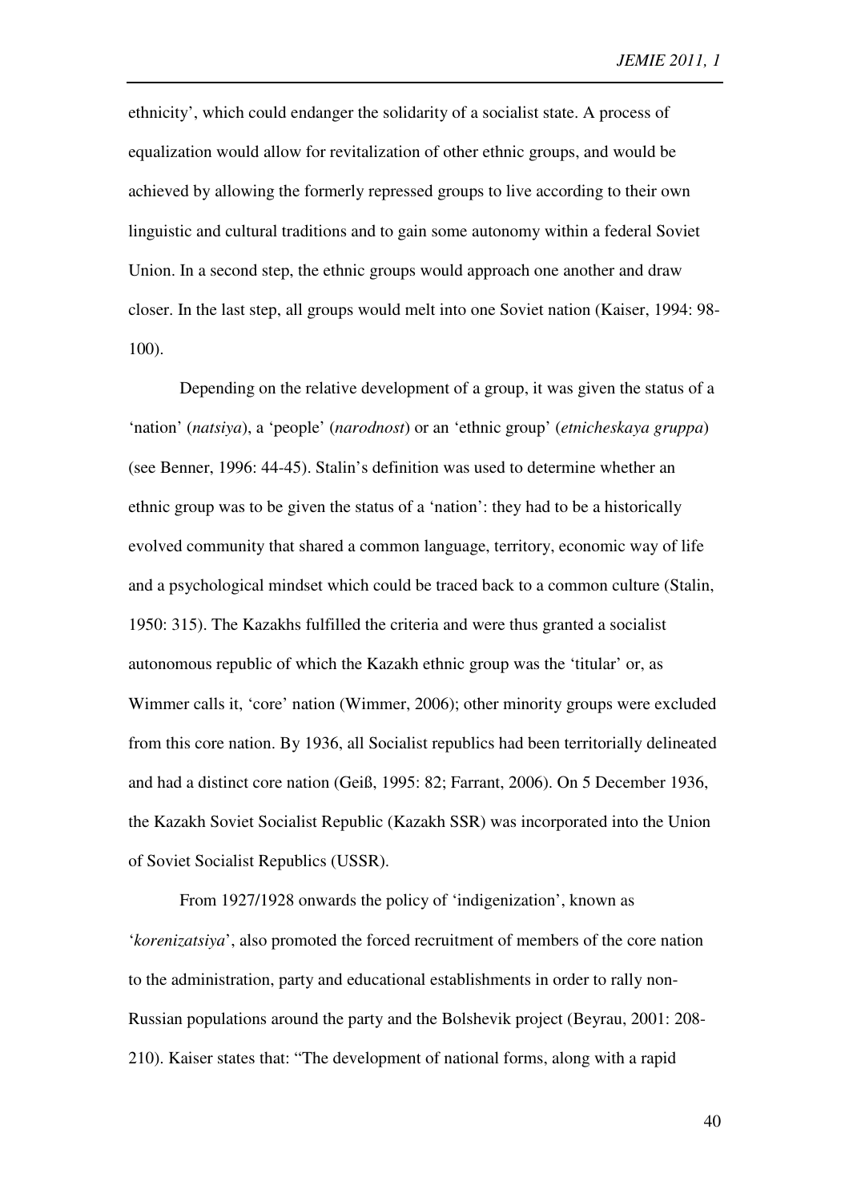ethnicity', which could endanger the solidarity of a socialist state. A process of equalization would allow for revitalization of other ethnic groups, and would be achieved by allowing the formerly repressed groups to live according to their own linguistic and cultural traditions and to gain some autonomy within a federal Soviet Union. In a second step, the ethnic groups would approach one another and draw closer. In the last step, all groups would melt into one Soviet nation (Kaiser, 1994: 98-100).

Depending on the relative development of a group, it was given the status of a 'nation' (*natsiya*), a 'people' (*narodnost*) or an 'ethnic group' (*etnicheskaya gruppa*) (see Benner, 1996: 44-45). Stalin's definition was used to determine whether an ethnic group was to be given the status of a 'nation': they had to be a historically evolved community that shared a common language, territory, economic way of life and a psychological mindset which could be traced back to a common culture (Stalin, 1950: 315). The Kazakhs fulfilled the criteria and were thus granted a socialist autonomous republic of which the Kazakh ethnic group was the 'titular' or, as Wimmer calls it, 'core' nation (Wimmer, 2006); other minority groups were excluded from this core nation. By 1936, all Socialist republics had been territorially delineated and had a distinct core nation (Geiß, 1995: 82; Farrant, 2006). On 5 December 1936, the Kazakh Soviet Socialist Republic (Kazakh SSR) was incorporated into the Union of Soviet Socialist Republics (USSR).

From 1927/1928 onwards the policy of 'indigenization', known as '*korenizatsiya*', also promoted the forced recruitment of members of the core nation to the administration, party and educational establishments in order to rally non-Russian populations around the party and the Bolshevik project (Beyrau, 2001: 208-210). Kaiser states that: "The development of national forms, along with a rapid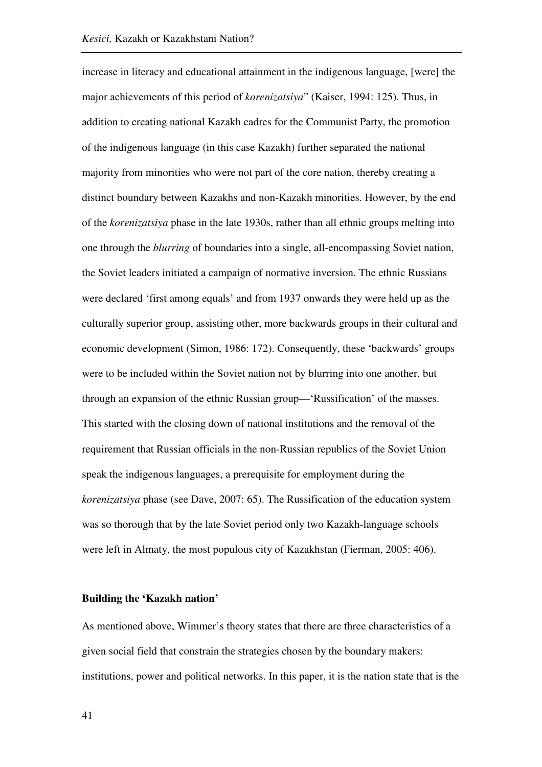increase in literacy and educational attainment in the indigenous language, [were] the major achievements of this period of *korenizatsiya*" (Kaiser, 1994: 125). Thus, in addition to creating national Kazakh cadres for the Communist Party, the promotion of the indigenous language (in this case Kazakh) further separated the national majority from minorities who were not part of the core nation, thereby creating a distinct boundary between Kazakhs and non-Kazakh minorities. However, by the end of the *korenizatsiya* phase in the late 1930s, rather than all ethnic groups melting into one through the *blurring* of boundaries into a single, all-encompassing Soviet nation, the Soviet leaders initiated a campaign of normative inversion. The ethnic Russians were declared 'first among equals' and from 1937 onwards they were held up as the culturally superior group, assisting other, more backwards groups in their cultural and economic development (Simon, 1986: 172). Consequently, these 'backwards' groups were to be included within the Soviet nation not by blurring into one another, but through an expansion of the ethnic Russian group—'Russification' of the masses. This started with the closing down of national institutions and the removal of the requirement that Russian officials in the non-Russian republics of the Soviet Union speak the indigenous languages, a prerequisite for employment during the *korenizatsiya* phase (see Dave, 2007: 65). The Russification of the education system was so thorough that by the late Soviet period only two Kazakh-language schools were left in Almaty, the most populous city of Kazakhstan (Fierman, 2005: 406).

## Building the 'Kazakh nation'

As mentioned above, Wimmer's theory states that there are three characteristics of a given social field that constrain the strategies chosen by the boundary makers: institutions, power and political networks. In this paper, it is the nation state that is the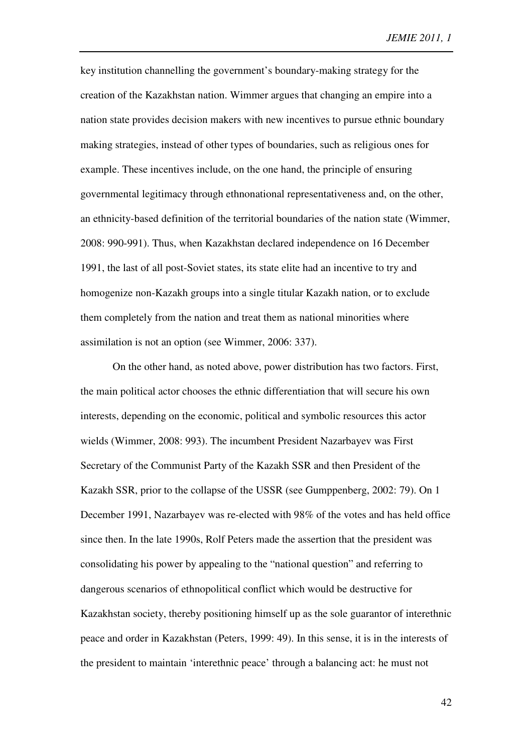key institution channelling the government's boundary-making strategy for the creation of the Kazakhstan nation. Wimmer argues that changing an empire into a nation state provides decision makers with new incentives to pursue ethnic boundary making strategies, instead of other types of boundaries, such as religious ones for example. These incentives include, on the one hand, the principle of ensuring governmental legitimacy through ethnonational representativeness and, on the other, an ethnicity-based definition of the territorial boundaries of the nation state (Wimmer, 2008: 990-991). Thus, when Kazakhstan declared independence on 16 December 1991, the last of all post-Soviet states, its state elite had an incentive to try and homogenize non-Kazakh groups into a single titular Kazakh nation, or to exclude them completely from the nation and treat them as national minorities where assimilation is not an option (see Wimmer, 2006: 337).

On the other hand, as noted above, power distribution has two factors. First, the main political actor chooses the ethnic differentiation that will secure his own interests, depending on the economic, political and symbolic resources this actor wields (Wimmer, 2008: 993). The incumbent President Nazarbayev was First Secretary of the Communist Party of the Kazakh SSR and then President of the Kazakh SSR, prior to the collapse of the USSR (see Gumppenberg, 2002: 79). On 1 December 1991, Nazarbayev was re-elected with 98% of the votes and has held office since then. In the late 1990s, Rolf Peters made the assertion that the president was consolidating his power by appealing to the "national question" and referring to dangerous scenarios of ethnopolitical conflict which would be destructive for Kazakhstan society, thereby positioning himself up as the sole guarantor of interethnic peace and order in Kazakhstan (Peters, 1999: 49). In this sense, it is in the interests of the president to maintain 'interethnic peace' through a balancing act: he must not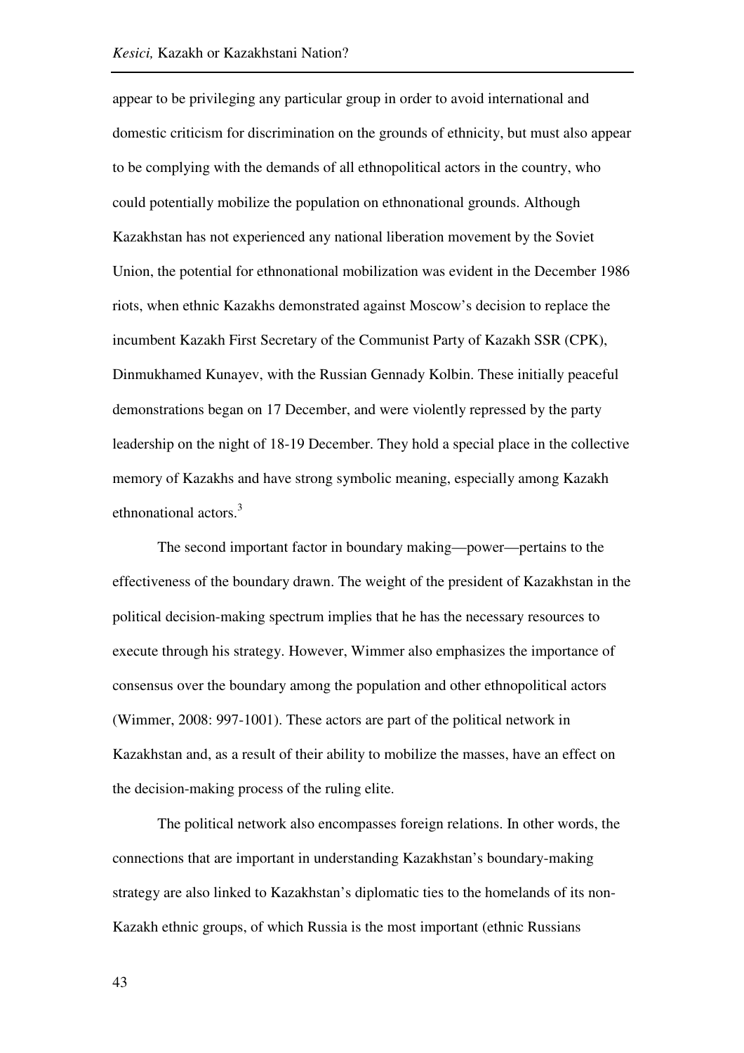appear to be privileging any particular group in order to avoid international and domestic criticism for discrimination on the grounds of ethnicity, but must also appear to be complying with the demands of all ethnopolitical actors in the country, who could potentially mobilize the population on ethnonational grounds. Although Kazakhstan has not experienced any national liberation movement by the Soviet Union, the potential for ethnonational mobilization was evident in the December 1986 riots, when ethnic Kazakhs demonstrated against Moscow's decision to replace the incumbent Kazakh First Secretary of the Communist Party of Kazakh SSR (CPK), Dinmukhamed Kunayev, with the Russian Gennady Kolbin. These initially peaceful demonstrations began on 17 December, and were violently repressed by the party leadership on the night of 18-19 December. They hold a special place in the collective memory of Kazakhs and have strong symbolic meaning, especially among Kazakh ethnonational actors.[3]

The second important factor in boundary making—power—pertains to the effectiveness of the boundary drawn. The weight of the president of Kazakhstan in the political decision-making spectrum implies that he has the necessary resources to execute through his strategy. However, Wimmer also emphasizes the importance of consensus over the boundary among the population and other ethnopolitical actors (Wimmer, 2008: 997-1001). These actors are part of the political network in Kazakhstan and, as a result of their ability to mobilize the masses, have an effect on the decision-making process of the ruling elite.

The political network also encompasses foreign relations. In other words, the connections that are important in understanding Kazakhstan's boundary-making strategy are also linked to Kazakhstan's diplomatic ties to the homelands of its non-Kazakh ethnic groups, of which Russia is the most important (ethnic Russians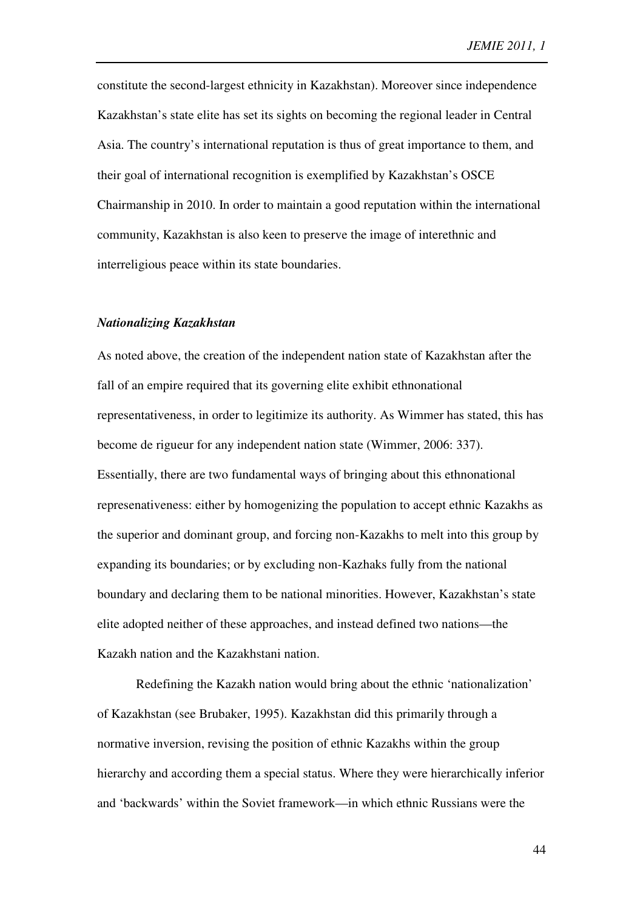constitute the second-largest ethnicity in Kazakhstan). Moreover since independence Kazakhstan's state elite has set its sights on becoming the regional leader in Central Asia. The country's international reputation is thus of great importance to them, and their goal of international recognition is exemplified by Kazakhstan's OSCE Chairmanship in 2010. In order to maintain a good reputation within the international community, Kazakhstan is also keen to preserve the image of interethnic and interreligious peace within its state boundaries.

### *Nationalizing Kazakhstan*

As noted above, the creation of the independent nation state of Kazakhstan after the fall of an empire required that its governing elite exhibit ethnonational representativeness, in order to legitimize its authority. As Wimmer has stated, this has become de rigueur for any independent nation state (Wimmer, 2006: 337). Essentially, there are two fundamental ways of bringing about this ethnonational represenativeness: either by homogenizing the population to accept ethnic Kazakhs as the superior and dominant group, and forcing non-Kazakhs to melt into this group by expanding its boundaries; or by excluding non-Kazhaks fully from the national boundary and declaring them to be national minorities. However, Kazakhstan's state elite adopted neither of these approaches, and instead defined two nations—the Kazakh nation and the Kazakhstani nation.

Redefining the Kazakh nation would bring about the ethnic 'nationalization' of Kazakhstan (see Brubaker, 1995). Kazakhstan did this primarily through a normative inversion, revising the position of ethnic Kazakhs within the group hierarchy and according them a special status. Where they were hierarchically inferior and 'backwards' within the Soviet framework—in which ethnic Russians were the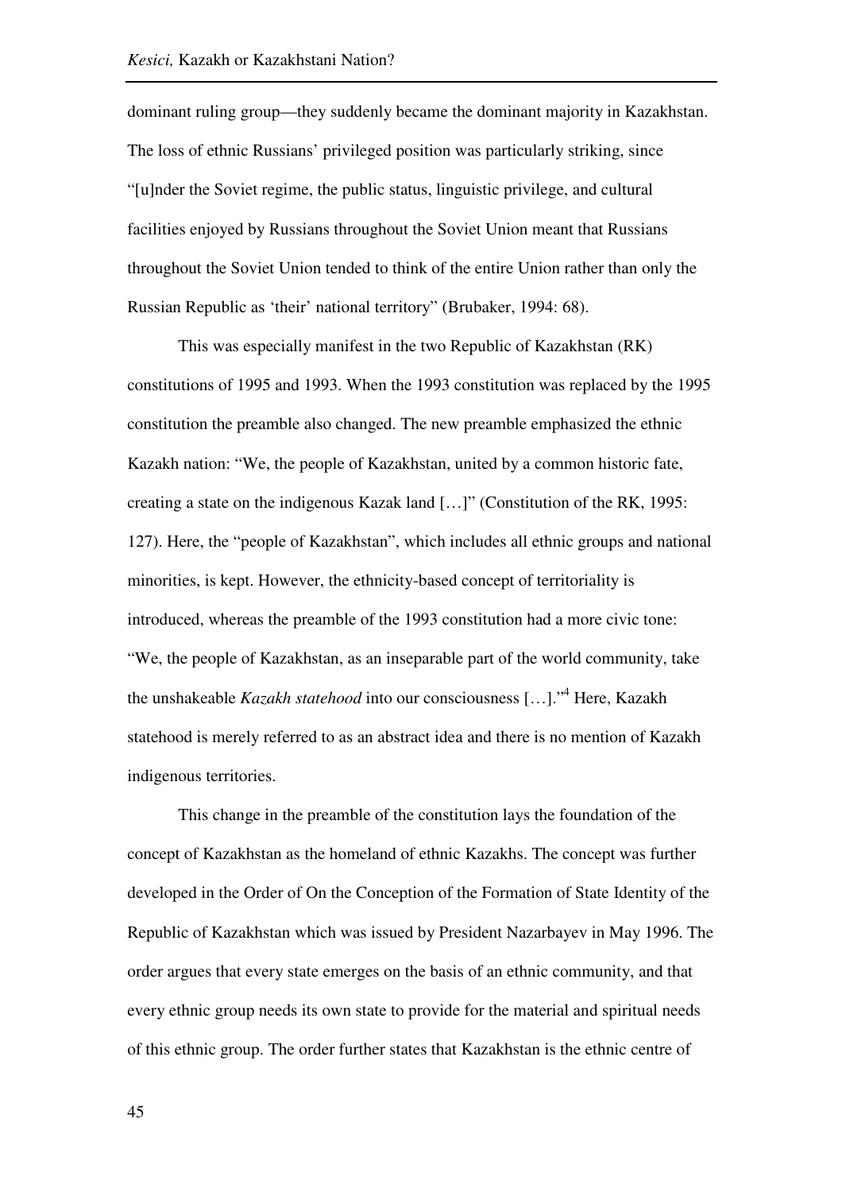dominant ruling group—they suddenly became the dominant majority in Kazakhstan. The loss of ethnic Russians' privileged position was particularly striking, since "[u]nder the Soviet regime, the public status, linguistic privilege, and cultural facilities enjoyed by Russians throughout the Soviet Union meant that Russians throughout the Soviet Union tended to think of the entire Union rather than only the Russian Republic as 'their' national territory" (Brubaker, 1994: 68).

This was especially manifest in the two Republic of Kazakhstan (RK) constitutions of 1995 and 1993. When the 1993 constitution was replaced by the 1995 constitution the preamble also changed. The new preamble emphasized the ethnic Kazakh nation: "We, the people of Kazakhstan, united by a common historic fate, creating a state on the indigenous Kazak land […]" (Constitution of the RK, 1995: 127). Here, the "people of Kazakhstan", which includes all ethnic groups and national minorities, is kept. However, the ethnicity-based concept of territoriality is introduced, whereas the preamble of the 1993 constitution had a more civic tone: "We, the people of Kazakhstan, as an inseparable part of the world community, take the unshakeable *Kazakh statehood* into our consciousness […]."[4] Here, Kazakh statehood is merely referred to as an abstract idea and there is no mention of Kazakh indigenous territories.

This change in the preamble of the constitution lays the foundation of the concept of Kazakhstan as the homeland of ethnic Kazakhs. The concept was further developed in the Order of On the Conception of the Formation of State Identity of the Republic of Kazakhstan which was issued by President Nazarbayev in May 1996. The order argues that every state emerges on the basis of an ethnic community, and that every ethnic group needs its own state to provide for the material and spiritual needs of this ethnic group. The order further states that Kazakhstan is the ethnic centre of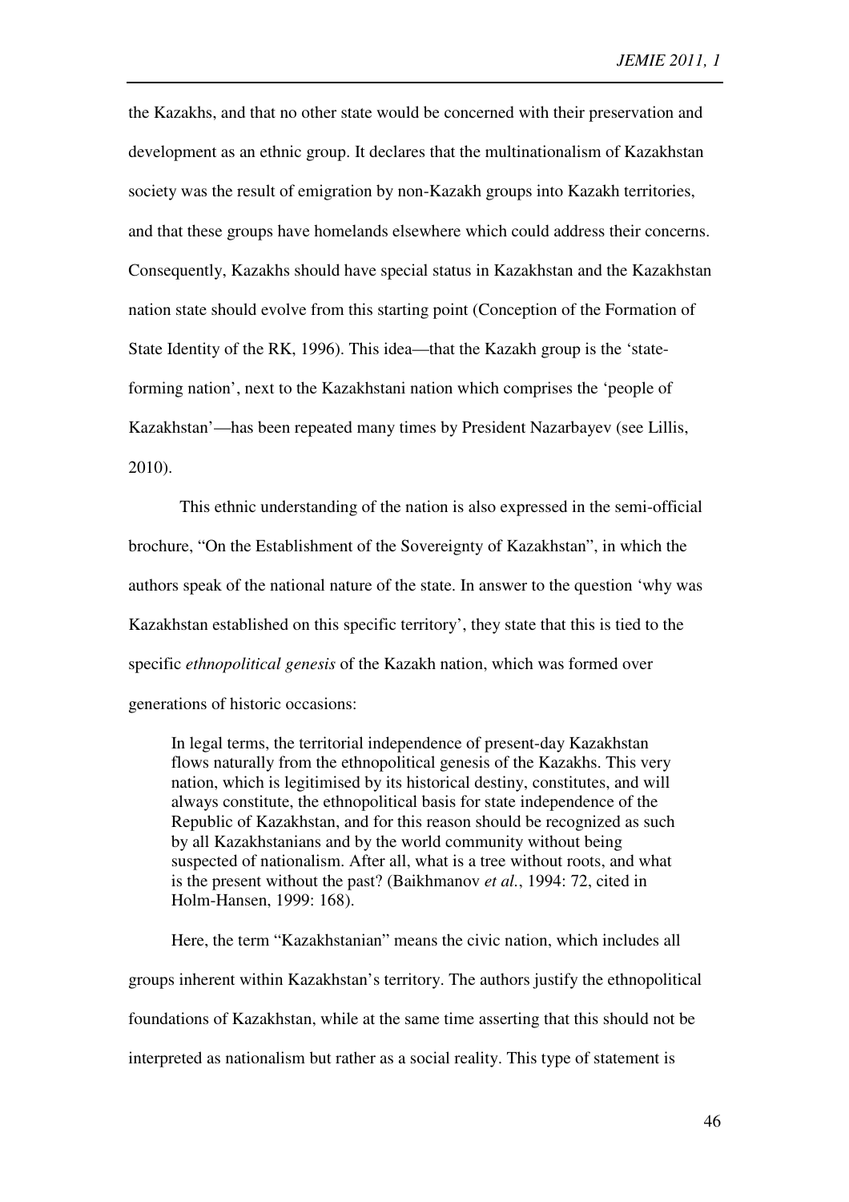the Kazakhs, and that no other state would be concerned with their preservation and development as an ethnic group. It declares that the multinationalism of Kazakhstan society was the result of emigration by non-Kazakh groups into Kazakh territories, and that these groups have homelands elsewhere which could address their concerns. Consequently, Kazakhs should have special status in Kazakhstan and the Kazakhstan nation state should evolve from this starting point (Conception of the Formation of State Identity of the RK, 1996). This idea—that the Kazakh group is the 'state-forming nation', next to the Kazakhstani nation which comprises the 'people of Kazakhstan'—has been repeated many times by President Nazarbayev (see Lillis, 2010).

This ethnic understanding of the nation is also expressed in the semi-official brochure, "On the Establishment of the Sovereignty of Kazakhstan", in which the authors speak of the national nature of the state. In answer to the question 'why was Kazakhstan established on this specific territory', they state that this is tied to the specific *ethnopolitical genesis* of the Kazakh nation, which was formed over generations of historic occasions:

> In legal terms, the territorial independence of present-day Kazakhstan flows naturally from the ethnopolitical genesis of the Kazakhs. This very nation, which is legitimised by its historical destiny, constitutes, and will always constitute, the ethnopolitical basis for state independence of the Republic of Kazakhstan, and for this reason should be recognized as such by all Kazakhstanians and by the world community without being suspected of nationalism. After all, what is a tree without roots, and what is the present without the past? (Baikhmanov *et al.*, 1994: 72, cited in Holm-Hansen, 1999: 168).

Here, the term "Kazakhstanian" means the civic nation, which includes all groups inherent within Kazakhstan's territory. The authors justify the ethnopolitical foundations of Kazakhstan, while at the same time asserting that this should not be interpreted as nationalism but rather as a social reality. This type of statement is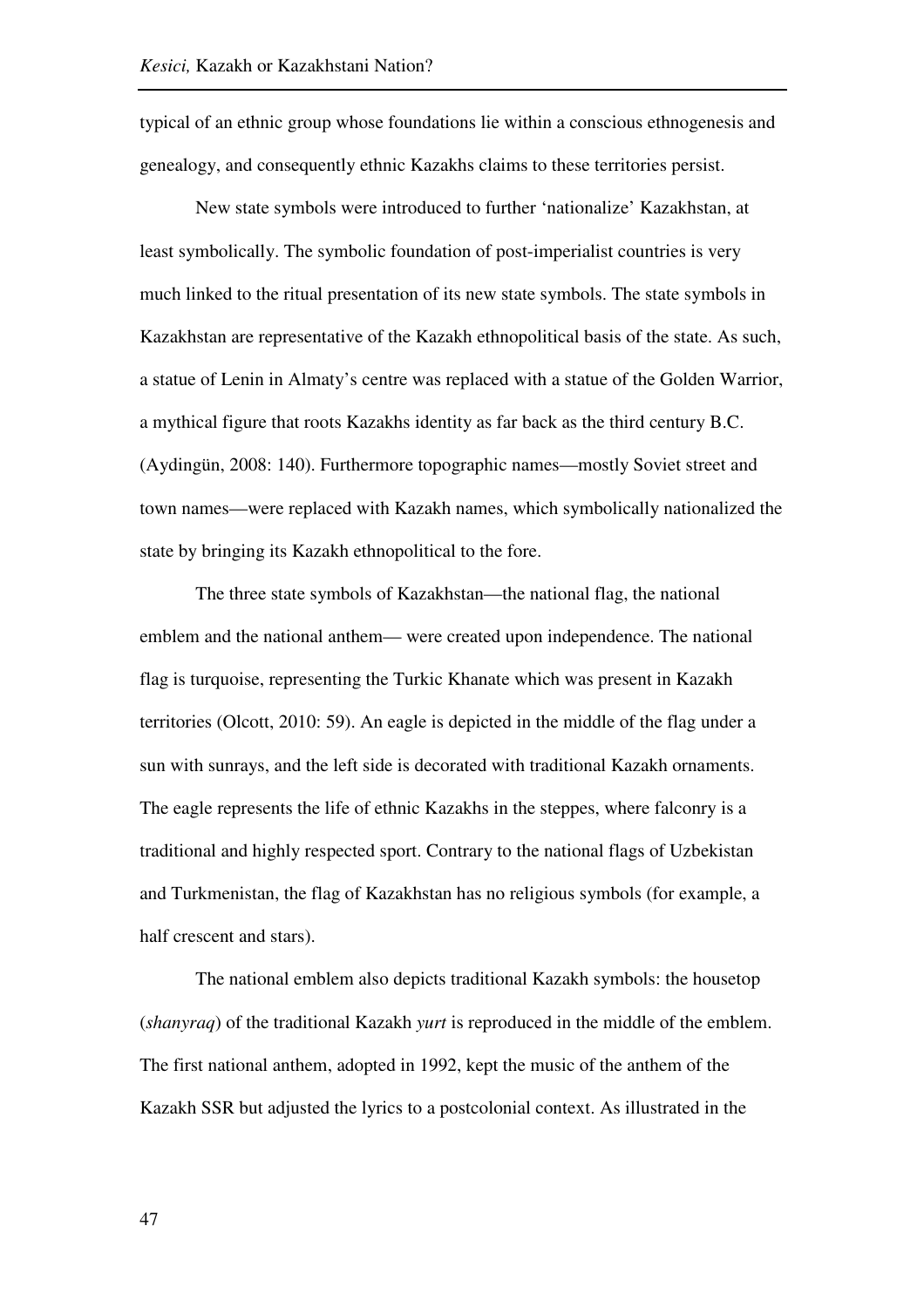typical of an ethnic group whose foundations lie within a conscious ethnogenesis and genealogy, and consequently ethnic Kazakhs claims to these territories persist.

New state symbols were introduced to further 'nationalize' Kazakhstan, at least symbolically. The symbolic foundation of post-imperialist countries is very much linked to the ritual presentation of its new state symbols. The state symbols in Kazakhstan are representative of the Kazakh ethnopolitical basis of the state. As such, a statue of Lenin in Almaty's centre was replaced with a statue of the Golden Warrior, a mythical figure that roots Kazakhs identity as far back as the third century B.C. (Aydingün, 2008: 140). Furthermore topographic names—mostly Soviet street and town names—were replaced with Kazakh names, which symbolically nationalized the state by bringing its Kazakh ethnopolitical to the fore.

The three state symbols of Kazakhstan—the national flag, the national emblem and the national anthem— were created upon independence. The national flag is turquoise, representing the Turkic Khanate which was present in Kazakh territories (Olcott, 2010: 59). An eagle is depicted in the middle of the flag under a sun with sunrays, and the left side is decorated with traditional Kazakh ornaments. The eagle represents the life of ethnic Kazakhs in the steppes, where falconry is a traditional and highly respected sport. Contrary to the national flags of Uzbekistan and Turkmenistan, the flag of Kazakhstan has no religious symbols (for example, a half crescent and stars).

The national emblem also depicts traditional Kazakh symbols: the housetop (*shanyraq*) of the traditional Kazakh *yurt* is reproduced in the middle of the emblem. The first national anthem, adopted in 1992, kept the music of the anthem of the Kazakh SSR but adjusted the lyrics to a postcolonial context. As illustrated in the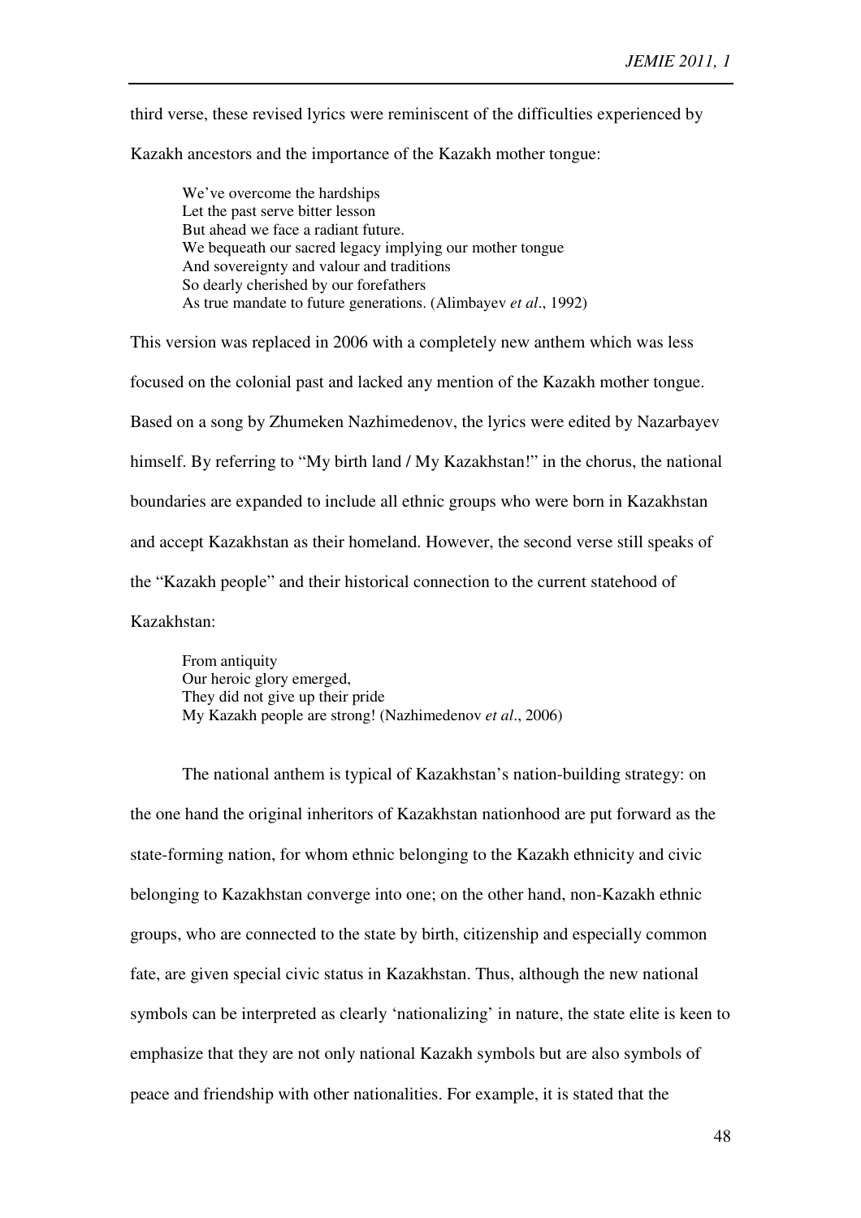third verse, these revised lyrics were reminiscent of the difficulties experienced by Kazakh ancestors and the importance of the Kazakh mother tongue:

> We've overcome the hardships
> Let the past serve bitter lesson
> But ahead we face a radiant future.
> We bequeath our sacred legacy implying our mother tongue
> And sovereignty and valour and traditions
> So dearly cherished by our forefathers
> As true mandate to future generations. (Alimbayev *et al*., 1992)

This version was replaced in 2006 with a completely new anthem which was less focused on the colonial past and lacked any mention of the Kazakh mother tongue. Based on a song by Zhumeken Nazhimedenov, the lyrics were edited by Nazarbayev himself. By referring to "My birth land / My Kazakhstan!" in the chorus, the national boundaries are expanded to include all ethnic groups who were born in Kazakhstan and accept Kazakhstan as their homeland. However, the second verse still speaks of the "Kazakh people" and their historical connection to the current statehood of Kazakhstan:

> From antiquity
> Our heroic glory emerged,
> They did not give up their pride
> My Kazakh people are strong! (Nazhimedenov *et al*., 2006)

The national anthem is typical of Kazakhstan's nation-building strategy: on the one hand the original inheritors of Kazakhstan nationhood are put forward as the state-forming nation, for whom ethnic belonging to the Kazakh ethnicity and civic belonging to Kazakhstan converge into one; on the other hand, non-Kazakh ethnic groups, who are connected to the state by birth, citizenship and especially common fate, are given special civic status in Kazakhstan. Thus, although the new national symbols can be interpreted as clearly 'nationalizing' in nature, the state elite is keen to emphasize that they are not only national Kazakh symbols but are also symbols of peace and friendship with other nationalities. For example, it is stated that the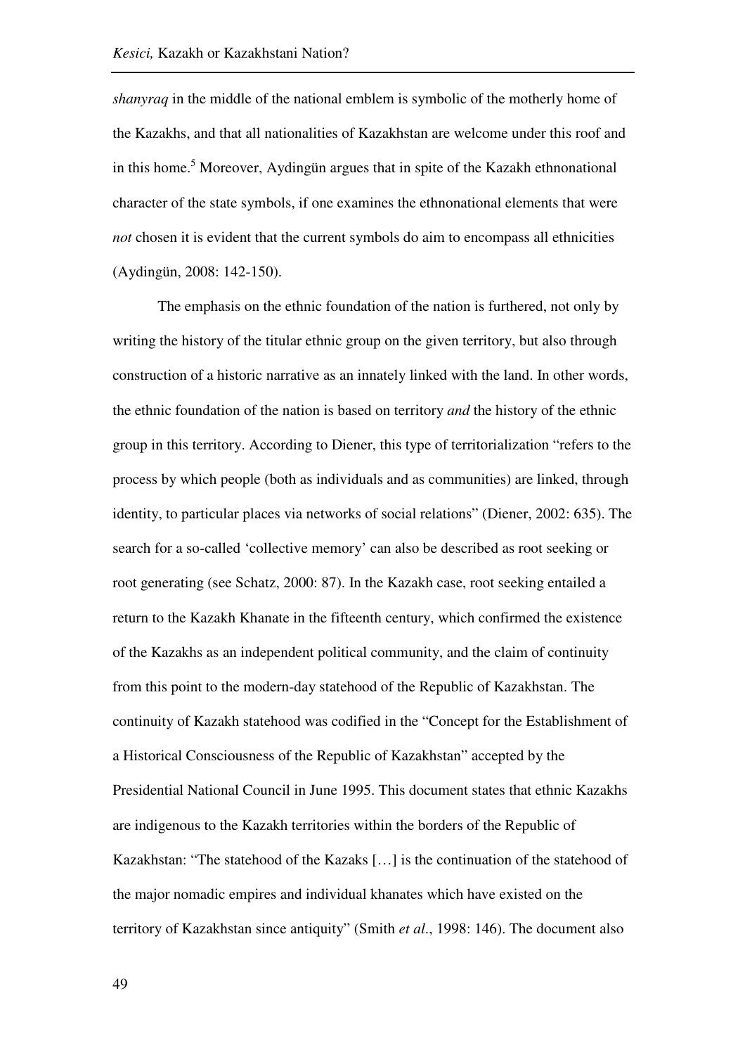*shanyraq* in the middle of the national emblem is symbolic of the motherly home of the Kazakhs, and that all nationalities of Kazakhstan are welcome under this roof and in this home.[5] Moreover, Aydingün argues that in spite of the Kazakh ethnonational character of the state symbols, if one examines the ethnonational elements that were *not* chosen it is evident that the current symbols do aim to encompass all ethnicities (Aydingün, 2008: 142-150).

The emphasis on the ethnic foundation of the nation is furthered, not only by writing the history of the titular ethnic group on the given territory, but also through construction of a historic narrative as an innately linked with the land. In other words, the ethnic foundation of the nation is based on territory *and* the history of the ethnic group in this territory. According to Diener, this type of territorialization "refers to the process by which people (both as individuals and as communities) are linked, through identity, to particular places via networks of social relations" (Diener, 2002: 635). The search for a so-called 'collective memory' can also be described as root seeking or root generating (see Schatz, 2000: 87). In the Kazakh case, root seeking entailed a return to the Kazakh Khanate in the fifteenth century, which confirmed the existence of the Kazakhs as an independent political community, and the claim of continuity from this point to the modern-day statehood of the Republic of Kazakhstan. The continuity of Kazakh statehood was codified in the "Concept for the Establishment of a Historical Consciousness of the Republic of Kazakhstan" accepted by the Presidential National Council in June 1995. This document states that ethnic Kazakhs are indigenous to the Kazakh territories within the borders of the Republic of Kazakhstan: "The statehood of the Kazaks […] is the continuation of the statehood of the major nomadic empires and individual khanates which have existed on the territory of Kazakhstan since antiquity" (Smith *et al*., 1998: 146). The document also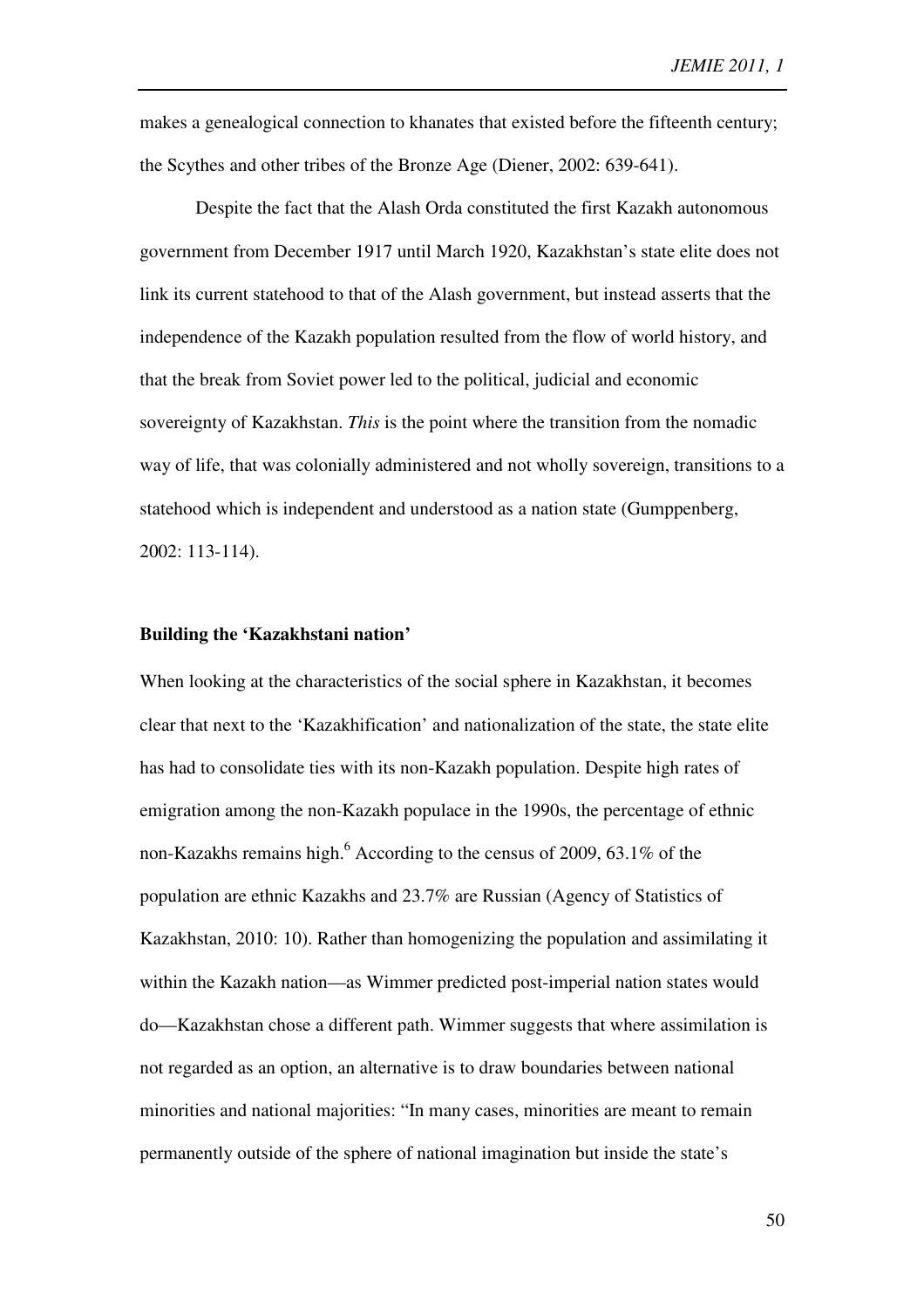makes a genealogical connection to khanates that existed before the fifteenth century; the Scythes and other tribes of the Bronze Age (Diener, 2002: 639-641).

Despite the fact that the Alash Orda constituted the first Kazakh autonomous government from December 1917 until March 1920, Kazakhstan's state elite does not link its current statehood to that of the Alash government, but instead asserts that the independence of the Kazakh population resulted from the flow of world history, and that the break from Soviet power led to the political, judicial and economic sovereignty of Kazakhstan. *This* is the point where the transition from the nomadic way of life, that was colonially administered and not wholly sovereign, transitions to a statehood which is independent and understood as a nation state (Gumppenberg, 2002: 113-114).

### Building the 'Kazakhstani nation'

When looking at the characteristics of the social sphere in Kazakhstan, it becomes clear that next to the 'Kazakhification' and nationalization of the state, the state elite has had to consolidate ties with its non-Kazakh population. Despite high rates of emigration among the non-Kazakh populace in the 1990s, the percentage of ethnic non-Kazakhs remains high.[6] According to the census of 2009, 63.1% of the population are ethnic Kazakhs and 23.7% are Russian (Agency of Statistics of Kazakhstan, 2010: 10). Rather than homogenizing the population and assimilating it within the Kazakh nation—as Wimmer predicted post-imperial nation states would do—Kazakhstan chose a different path. Wimmer suggests that where assimilation is not regarded as an option, an alternative is to draw boundaries between national minorities and national majorities: "In many cases, minorities are meant to remain permanently outside of the sphere of national imagination but inside the state's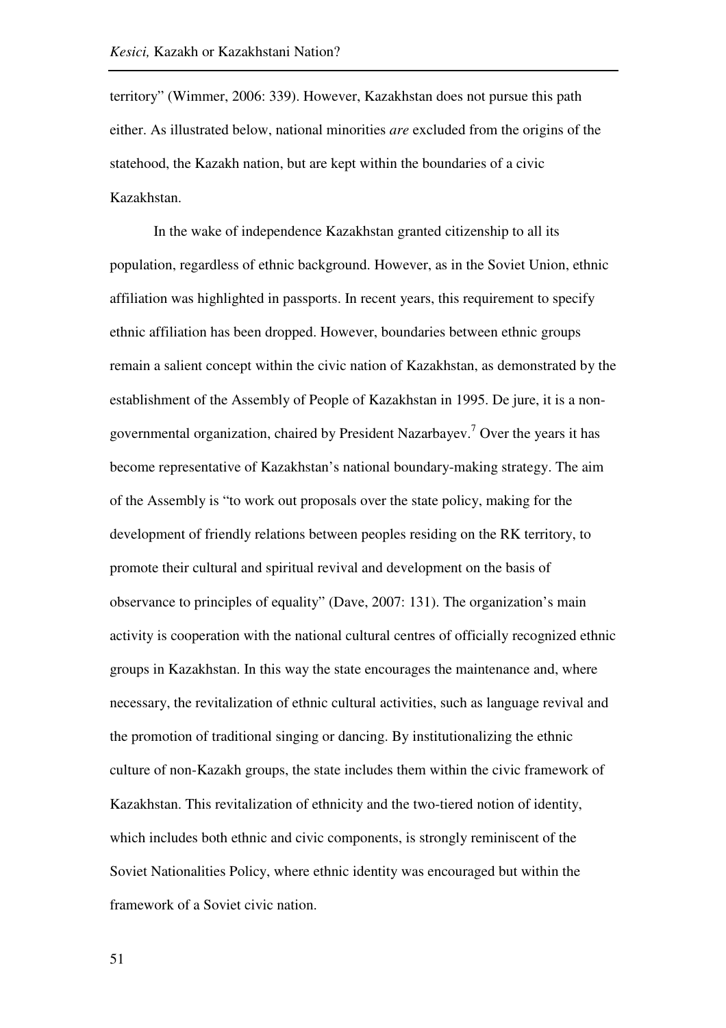territory" (Wimmer, 2006: 339). However, Kazakhstan does not pursue this path either. As illustrated below, national minorities *are* excluded from the origins of the statehood, the Kazakh nation, but are kept within the boundaries of a civic Kazakhstan.

In the wake of independence Kazakhstan granted citizenship to all its population, regardless of ethnic background. However, as in the Soviet Union, ethnic affiliation was highlighted in passports. In recent years, this requirement to specify ethnic affiliation has been dropped. However, boundaries between ethnic groups remain a salient concept within the civic nation of Kazakhstan, as demonstrated by the establishment of the Assembly of People of Kazakhstan in 1995. De jure, it is a non-governmental organization, chaired by President Nazarbayev.[7] Over the years it has become representative of Kazakhstan's national boundary-making strategy. The aim of the Assembly is "to work out proposals over the state policy, making for the development of friendly relations between peoples residing on the RK territory, to promote their cultural and spiritual revival and development on the basis of observance to principles of equality" (Dave, 2007: 131). The organization's main activity is cooperation with the national cultural centres of officially recognized ethnic groups in Kazakhstan. In this way the state encourages the maintenance and, where necessary, the revitalization of ethnic cultural activities, such as language revival and the promotion of traditional singing or dancing. By institutionalizing the ethnic culture of non-Kazakh groups, the state includes them within the civic framework of Kazakhstan. This revitalization of ethnicity and the two-tiered notion of identity, which includes both ethnic and civic components, is strongly reminiscent of the Soviet Nationalities Policy, where ethnic identity was encouraged but within the framework of a Soviet civic nation.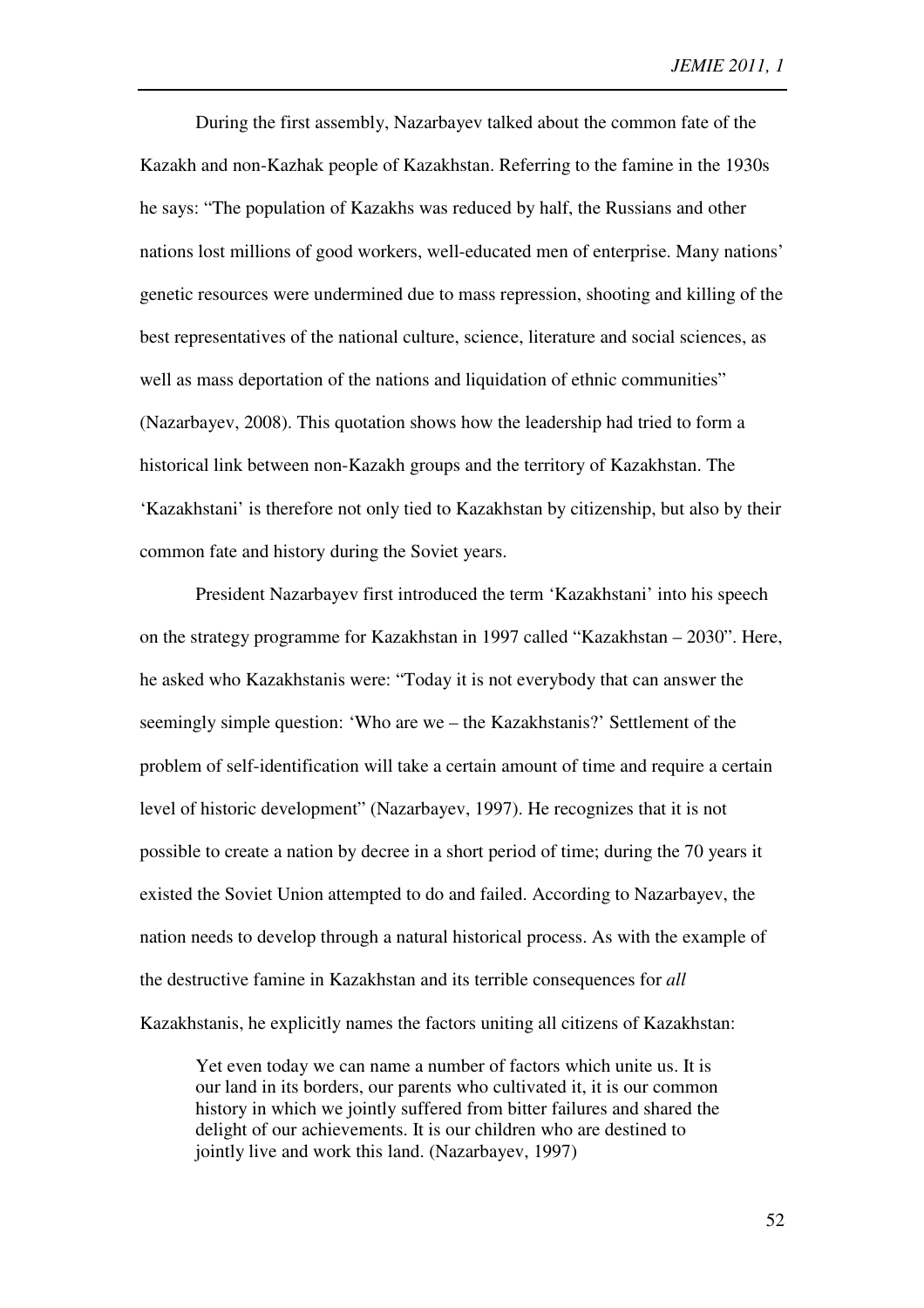During the first assembly, Nazarbayev talked about the common fate of the Kazakh and non-Kazhak people of Kazakhstan. Referring to the famine in the 1930s he says: "The population of Kazakhs was reduced by half, the Russians and other nations lost millions of good workers, well-educated men of enterprise. Many nations' genetic resources were undermined due to mass repression, shooting and killing of the best representatives of the national culture, science, literature and social sciences, as well as mass deportation of the nations and liquidation of ethnic communities" (Nazarbayev, 2008). This quotation shows how the leadership had tried to form a historical link between non-Kazakh groups and the territory of Kazakhstan. The 'Kazakhstani' is therefore not only tied to Kazakhstan by citizenship, but also by their common fate and history during the Soviet years.

President Nazarbayev first introduced the term 'Kazakhstani' into his speech on the strategy programme for Kazakhstan in 1997 called "Kazakhstan – 2030". Here, he asked who Kazakhstanis were: "Today it is not everybody that can answer the seemingly simple question: 'Who are we – the Kazakhstanis?' Settlement of the problem of self-identification will take a certain amount of time and require a certain level of historic development" (Nazarbayev, 1997). He recognizes that it is not possible to create a nation by decree in a short period of time; during the 70 years it existed the Soviet Union attempted to do and failed. According to Nazarbayev, the nation needs to develop through a natural historical process. As with the example of the destructive famine in Kazakhstan and its terrible consequences for *all* Kazakhstanis, he explicitly names the factors uniting all citizens of Kazakhstan:

> Yet even today we can name a number of factors which unite us. It is our land in its borders, our parents who cultivated it, it is our common history in which we jointly suffered from bitter failures and shared the delight of our achievements. It is our children who are destined to jointly live and work this land. (Nazarbayev, 1997)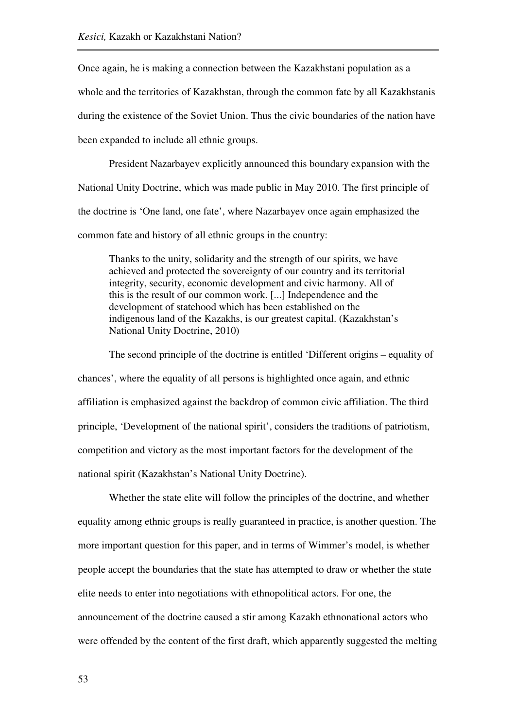Once again, he is making a connection between the Kazakhstani population as a whole and the territories of Kazakhstan, through the common fate by all Kazakhstanis during the existence of the Soviet Union. Thus the civic boundaries of the nation have been expanded to include all ethnic groups.

President Nazarbayev explicitly announced this boundary expansion with the National Unity Doctrine, which was made public in May 2010. The first principle of the doctrine is 'One land, one fate', where Nazarbayev once again emphasized the common fate and history of all ethnic groups in the country:

> Thanks to the unity, solidarity and the strength of our spirits, we have achieved and protected the sovereignty of our country and its territorial integrity, security, economic development and civic harmony. All of this is the result of our common work. [...] Independence and the development of statehood which has been established on the indigenous land of the Kazakhs, is our greatest capital. (Kazakhstan's National Unity Doctrine, 2010)

The second principle of the doctrine is entitled 'Different origins – equality of chances', where the equality of all persons is highlighted once again, and ethnic affiliation is emphasized against the backdrop of common civic affiliation. The third principle, 'Development of the national spirit', considers the traditions of patriotism, competition and victory as the most important factors for the development of the national spirit (Kazakhstan's National Unity Doctrine).

Whether the state elite will follow the principles of the doctrine, and whether equality among ethnic groups is really guaranteed in practice, is another question. The more important question for this paper, and in terms of Wimmer's model, is whether people accept the boundaries that the state has attempted to draw or whether the state elite needs to enter into negotiations with ethnopolitical actors. For one, the announcement of the doctrine caused a stir among Kazakh ethnonational actors who were offended by the content of the first draft, which apparently suggested the melting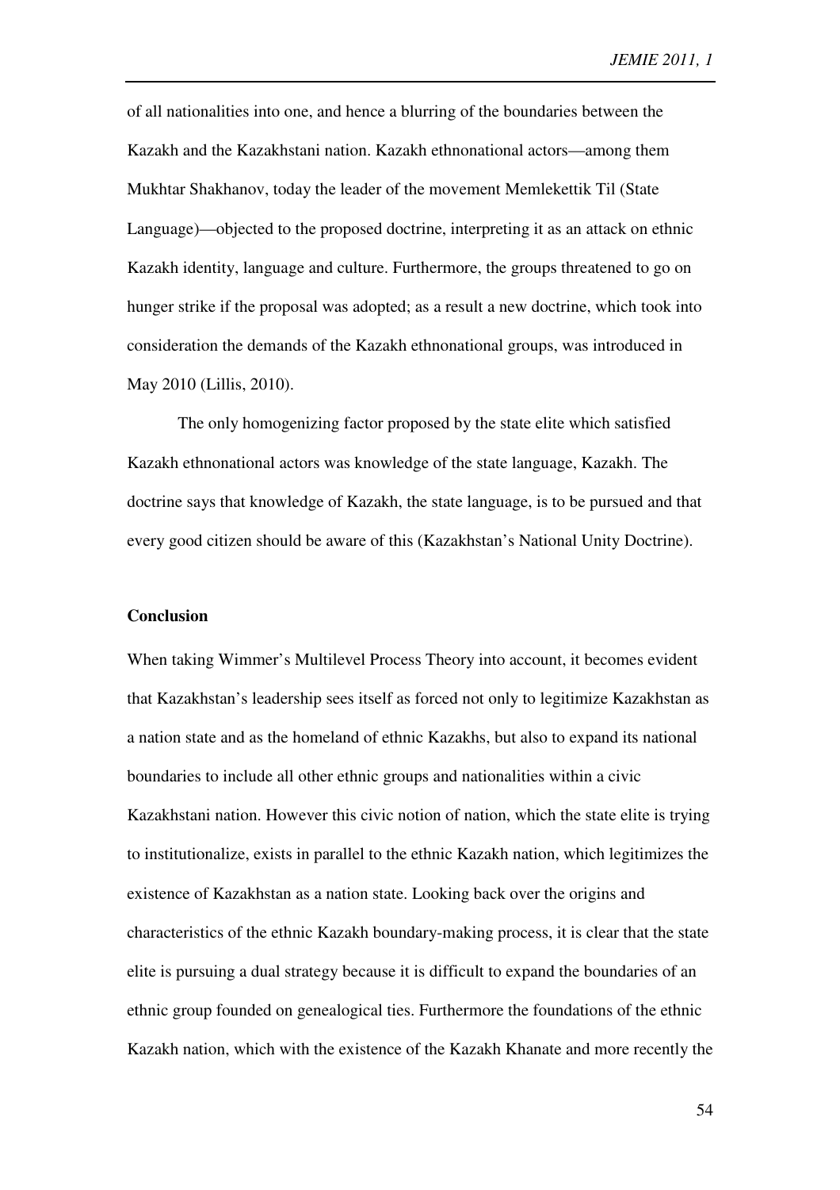of all nationalities into one, and hence a blurring of the boundaries between the Kazakh and the Kazakhstani nation. Kazakh ethnonational actors—among them Mukhtar Shakhanov, today the leader of the movement Memlekettik Til (State Language)—objected to the proposed doctrine, interpreting it as an attack on ethnic Kazakh identity, language and culture. Furthermore, the groups threatened to go on hunger strike if the proposal was adopted; as a result a new doctrine, which took into consideration the demands of the Kazakh ethnonational groups, was introduced in May 2010 (Lillis, 2010).

The only homogenizing factor proposed by the state elite which satisfied Kazakh ethnonational actors was knowledge of the state language, Kazakh. The doctrine says that knowledge of Kazakh, the state language, is to be pursued and that every good citizen should be aware of this (Kazakhstan's National Unity Doctrine).

**Conclusion**

When taking Wimmer's Multilevel Process Theory into account, it becomes evident that Kazakhstan's leadership sees itself as forced not only to legitimize Kazakhstan as a nation state and as the homeland of ethnic Kazakhs, but also to expand its national boundaries to include all other ethnic groups and nationalities within a civic Kazakhstani nation. However this civic notion of nation, which the state elite is trying to institutionalize, exists in parallel to the ethnic Kazakh nation, which legitimizes the existence of Kazakhstan as a nation state. Looking back over the origins and characteristics of the ethnic Kazakh boundary-making process, it is clear that the state elite is pursuing a dual strategy because it is difficult to expand the boundaries of an ethnic group founded on genealogical ties. Furthermore the foundations of the ethnic Kazakh nation, which with the existence of the Kazakh Khanate and more recently the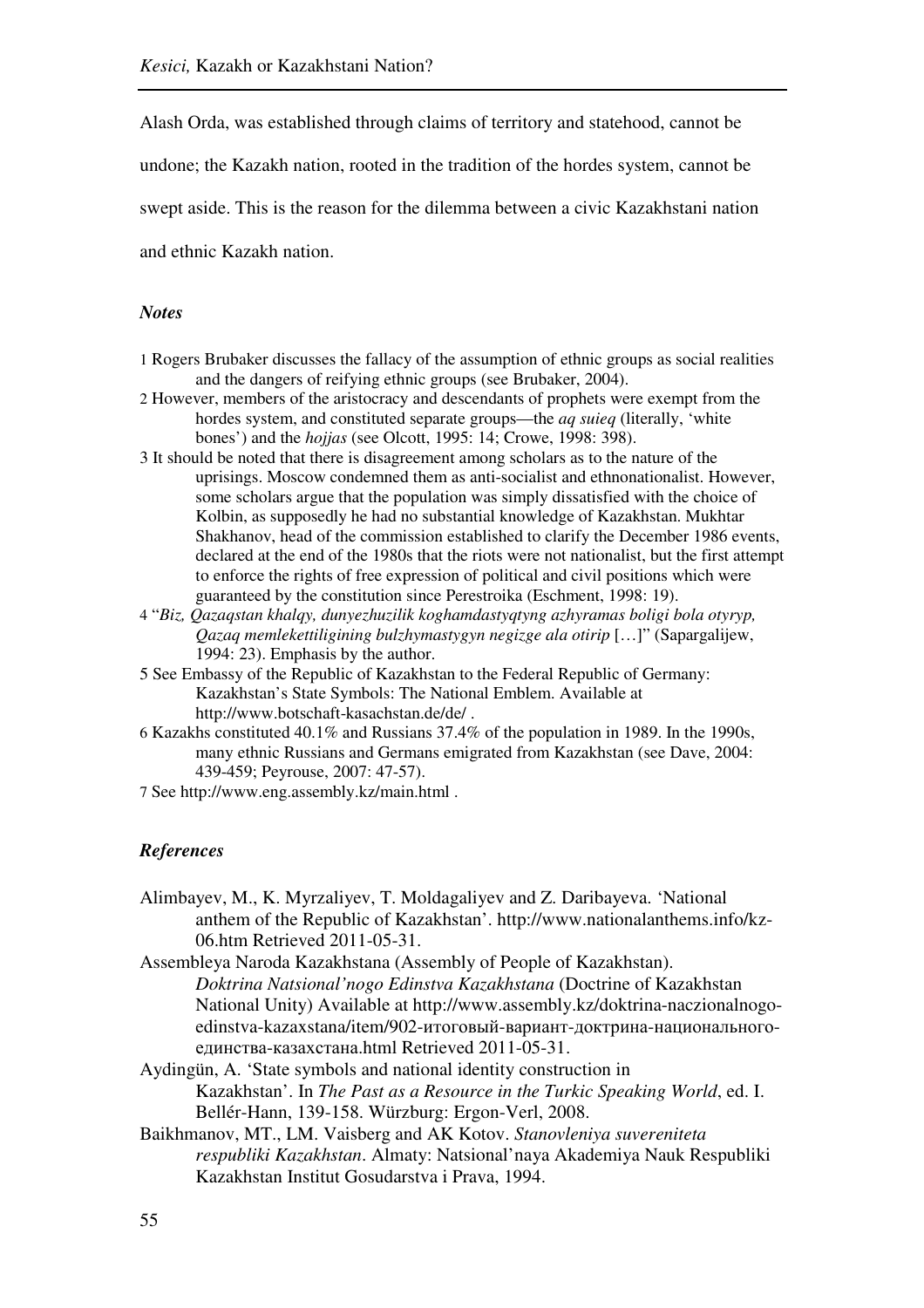Alash Orda, was established through claims of territory and statehood, cannot be undone; the Kazakh nation, rooted in the tradition of the hordes system, cannot be swept aside. This is the reason for the dilemma between a civic Kazakhstani nation and ethnic Kazakh nation.

### *Notes*

1 Rogers Brubaker discusses the fallacy of the assumption of ethnic groups as social realities and the dangers of reifying ethnic groups (see Brubaker, 2004).

2 However, members of the aristocracy and descendants of prophets were exempt from the hordes system, and constituted separate groups—the *aq suieq* (literally, 'white bones') and the *hojjas* (see Olcott, 1995: 14; Crowe, 1998: 398).

3 It should be noted that there is disagreement among scholars as to the nature of the uprisings. Moscow condemned them as anti-socialist and ethnonationalist. However, some scholars argue that the population was simply dissatisfied with the choice of Kolbin, as supposedly he had no substantial knowledge of Kazakhstan. Mukhtar Shakhanov, head of the commission established to clarify the December 1986 events, declared at the end of the 1980s that the riots were not nationalist, but the first attempt to enforce the rights of free expression of political and civil positions which were guaranteed by the constitution since Perestroika (Eschment, 1998: 19).

4 "*Biz, Qazaqstan khalqy, dunyezhuzilik koghamdastyqtyng azhyramas boligi bola otyryp, Qazaq memlekettiligining bulzhymastygyn negizge ala otirip* […]" (Sapargalijew, 1994: 23). Emphasis by the author.

5 See Embassy of the Republic of Kazakhstan to the Federal Republic of Germany: Kazakhstan's State Symbols: The National Emblem. Available at http://www.botschaft-kasachstan.de/de/ .

6 Kazakhs constituted 40.1% and Russians 37.4% of the population in 1989. In the 1990s, many ethnic Russians and Germans emigrated from Kazakhstan (see Dave, 2004: 439-459; Peyrouse, 2007: 47-57).

7 See http://www.eng.assembly.kz/main.html .

### *References*

Alimbayev, M., K. Myrzaliyev, T. Moldagaliyev and Z. Daribayeva. 'National anthem of the Republic of Kazakhstan'. http://www.nationalanthems.info/kz-06.htm Retrieved 2011-05-31.

Assembleya Naroda Kazakhstana (Assembly of People of Kazakhstan). *Doktrina Natsional'nogo Edinstva Kazakhstana* (Doctrine of Kazakhstan National Unity) Available at http://www.assembly.kz/doktrina-naczionalnogo-edinstva-kazaxstana/item/902-итоговый-вариант-доктрина-национального-единства-казахстана.html Retrieved 2011-05-31.

Aydingün, A. 'State symbols and national identity construction in Kazakhstan'. In *The Past as a Resource in the Turkic Speaking World*, ed. I. Bellér-Hann, 139-158. Würzburg: Ergon-Verl, 2008.

Baikhmanov, MT., LM. Vaisberg and AK Kotov. *Stanovleniya suvereniteta respubliki Kazakhstan*. Almaty: Natsional'naya Akademiya Nauk Respubliki Kazakhstan Institut Gosudarstva i Prava, 1994.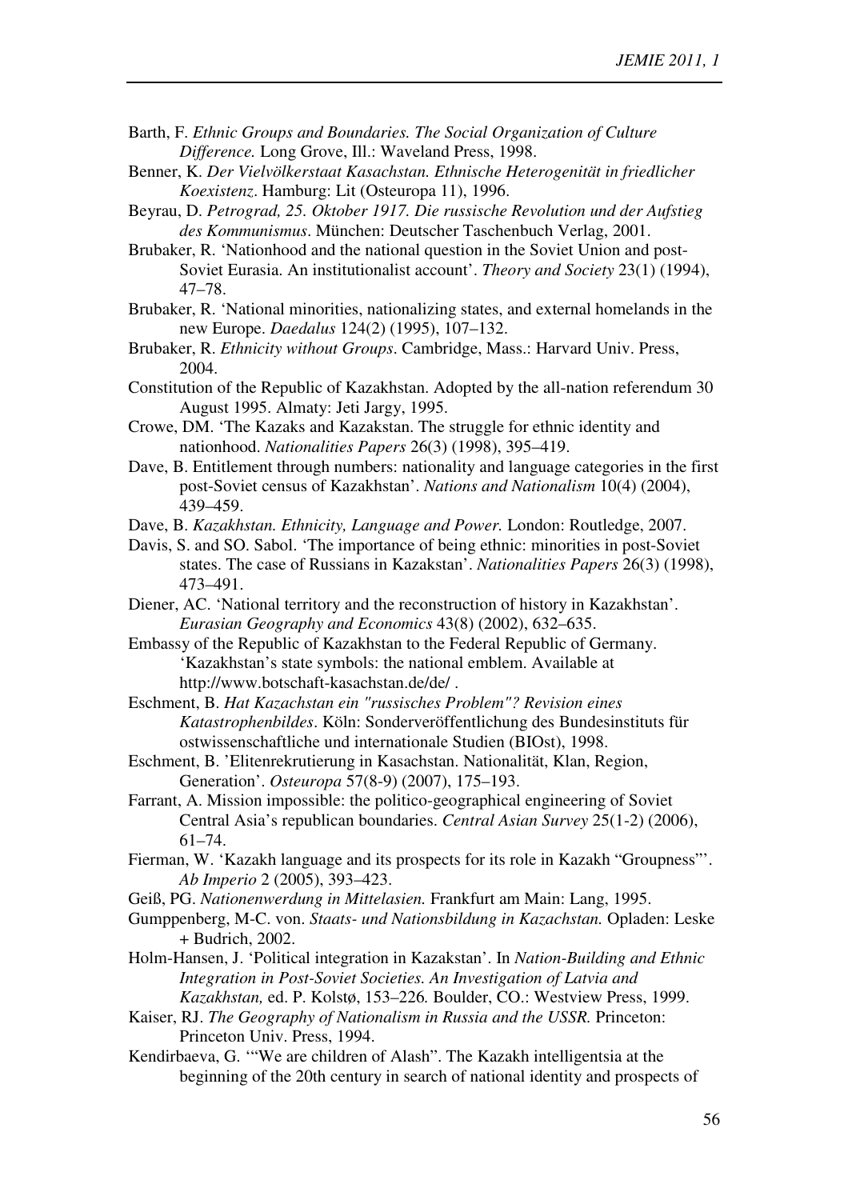Barth, F. *Ethnic Groups and Boundaries. The Social Organization of Culture Difference.* Long Grove, Ill.: Waveland Press, 1998.

Benner, K. *Der Vielvölkerstaat Kasachstan. Ethnische Heterogenität in friedlicher Koexistenz*. Hamburg: Lit (Osteuropa 11), 1996.

Beyrau, D. *Petrograd, 25. Oktober 1917. Die russische Revolution und der Aufstieg des Kommunismus*. München: Deutscher Taschenbuch Verlag, 2001.

Brubaker, R. 'Nationhood and the national question in the Soviet Union and post-Soviet Eurasia. An institutionalist account'. *Theory and Society* 23(1) (1994), 47–78.

Brubaker, R. 'National minorities, nationalizing states, and external homelands in the new Europe. *Daedalus* 124(2) (1995), 107–132.

Brubaker, R. *Ethnicity without Groups*. Cambridge, Mass.: Harvard Univ. Press, 2004.

Constitution of the Republic of Kazakhstan. Adopted by the all-nation referendum 30 August 1995. Almaty: Jeti Jargy, 1995.

Crowe, DM. 'The Kazaks and Kazakstan. The struggle for ethnic identity and nationhood. *Nationalities Papers* 26(3) (1998), 395–419.

Dave, B. Entitlement through numbers: nationality and language categories in the first post-Soviet census of Kazakhstan'. *Nations and Nationalism* 10(4) (2004), 439–459.

Dave, B. *Kazakhstan. Ethnicity, Language and Power.* London: Routledge, 2007.

Davis, S. and SO. Sabol. 'The importance of being ethnic: minorities in post-Soviet states. The case of Russians in Kazakstan'. *Nationalities Papers* 26(3) (1998), 473–491.

Diener, AC. 'National territory and the reconstruction of history in Kazakhstan'. *Eurasian Geography and Economics* 43(8) (2002), 632–635.

Embassy of the Republic of Kazakhstan to the Federal Republic of Germany. 'Kazakhstan's state symbols: the national emblem. Available at http://www.botschaft-kasachstan.de/de/ .

Eschment, B. *Hat Kazachstan ein "russisches Problem"? Revision eines Katastrophenbildes*. Köln: Sonderveröffentlichung des Bundesinstituts für ostwissenschaftliche und internationale Studien (BIOst), 1998.

Eschment, B. 'Elitenrekrutierung in Kasachstan. Nationalität, Klan, Region, Generation'. *Osteuropa* 57(8-9) (2007), 175–193.

Farrant, A. Mission impossible: the politico-geographical engineering of Soviet Central Asia's republican boundaries. *Central Asian Survey* 25(1-2) (2006), 61–74.

Fierman, W. 'Kazakh language and its prospects for its role in Kazakh "Groupness"'. *Ab Imperio* 2 (2005), 393–423.

Geiß, PG. *Nationenwerdung in Mittelasien.* Frankfurt am Main: Lang, 1995.

Gumppenberg, M-C. von. *Staats- und Nationsbildung in Kazachstan.* Opladen: Leske + Budrich, 2002.

Holm-Hansen, J. 'Political integration in Kazakstan'. In *Nation-Building and Ethnic Integration in Post-Soviet Societies. An Investigation of Latvia and Kazakhstan,* ed. P. Kolstø, 153–226*.* Boulder, CO.: Westview Press, 1999.

Kaiser, RJ. *The Geography of Nationalism in Russia and the USSR.* Princeton: Princeton Univ. Press, 1994.

Kendirbaeva, G. '"We are children of Alash". The Kazakh intelligentsia at the beginning of the 20th century in search of national identity and prospects of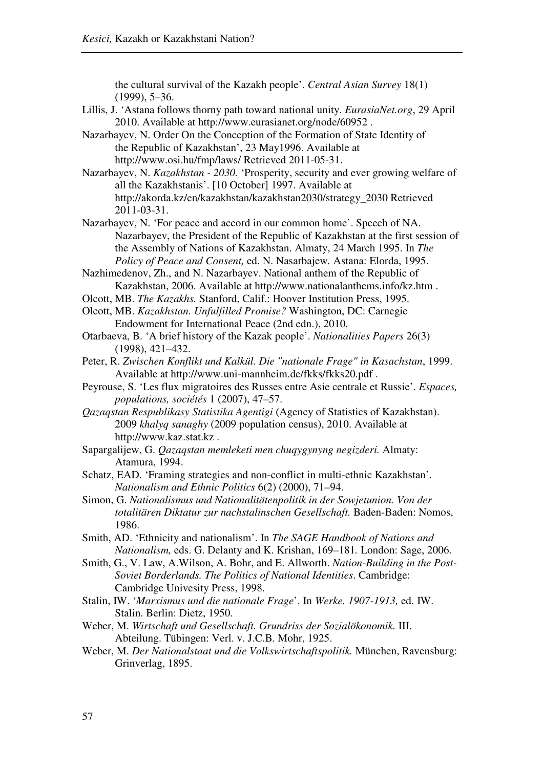the cultural survival of the Kazakh people'. *Central Asian Survey* 18(1) (1999), 5–36.

Lillis, J. 'Astana follows thorny path toward national unity. *EurasiaNet.org*, 29 April 2010. Available at http://www.eurasianet.org/node/60952 .

Nazarbayev, N. Order On the Conception of the Formation of State Identity of the Republic of Kazakhstan', 23 May1996. Available at http://www.osi.hu/fmp/laws/ Retrieved 2011-05-31.

Nazarbayev, N. *Kazakhstan - 2030.* 'Prosperity, security and ever growing welfare of all the Kazakhstanis'. [10 October] 1997. Available at http://akorda.kz/en/kazakhstan/kazakhstan2030/strategy_2030 Retrieved 2011-03-31.

Nazarbayev, N. 'For peace and accord in our common home'. Speech of NA. Nazarbayev, the President of the Republic of Kazakhstan at the first session of the Assembly of Nations of Kazakhstan. Almaty, 24 March 1995. In *The Policy of Peace and Consent,* ed. N. Nasarbajew. Astana: Elorda, 1995.

Nazhimedenov, Zh., and N. Nazarbayev. National anthem of the Republic of Kazakhstan, 2006. Available at http://www.nationalanthems.info/kz.htm .

Olcott, MB. *The Kazakhs.* Stanford, Calif.: Hoover Institution Press, 1995.

Olcott, MB. *Kazakhstan. Unfulfilled Promise?* Washington, DC: Carnegie Endowment for International Peace (2nd edn.), 2010.

Otarbaeva, B. 'A brief history of the Kazak people'. *Nationalities Papers* 26(3) (1998), 421–432.

Peter, R. *Zwischen Konflikt und Kalkül. Die "nationale Frage" in Kasachstan*, 1999. Available at http://www.uni-mannheim.de/fkks/fkks20.pdf .

Peyrouse, S. 'Les flux migratoires des Russes entre Asie centrale et Russie'. *Espaces, populations, sociétés* 1 (2007), 47–57.

*Qazaqstan Respublikasy Statistika Agentigi* (Agency of Statistics of Kazakhstan). 2009 *khalyq sanaghy* (2009 population census), 2010. Available at http://www.kaz.stat.kz .

Sapargalijew, G. *Qazaqstan memleketi men chuqygynyng negizderi.* Almaty: Atamura, 1994.

Schatz, EAD. 'Framing strategies and non-conflict in multi-ethnic Kazakhstan'. *Nationalism and Ethnic Politics* 6(2) (2000), 71–94.

Simon, G. *Nationalismus und Nationalitätenpolitik in der Sowjetunion. Von der totalitären Diktatur zur nachstalinschen Gesellschaft.* Baden-Baden: Nomos, 1986.

Smith, AD. 'Ethnicity and nationalism'. In *The SAGE Handbook of Nations and Nationalism,* eds. G. Delanty and K. Krishan, 169–181. London: Sage, 2006.

Smith, G., V. Law, A.Wilson, A. Bohr, and E. Allworth. *Nation-Building in the Post-Soviet Borderlands. The Politics of National Identities*. Cambridge: Cambridge Univesity Press, 1998.

Stalin, IW. '*Marxismus und die nationale Frage*'. In *Werke. 1907-1913,* ed. IW. Stalin. Berlin: Dietz, 1950.

Weber, M. *Wirtschaft und Gesellschaft. Grundriss der Sozialökonomik.* III. Abteilung. Tübingen: Verl. v. J.C.B. Mohr, 1925.

Weber, M. *Der Nationalstaat und die Volkswirtschaftspolitik.* München, Ravensburg: Grinverlag, 1895.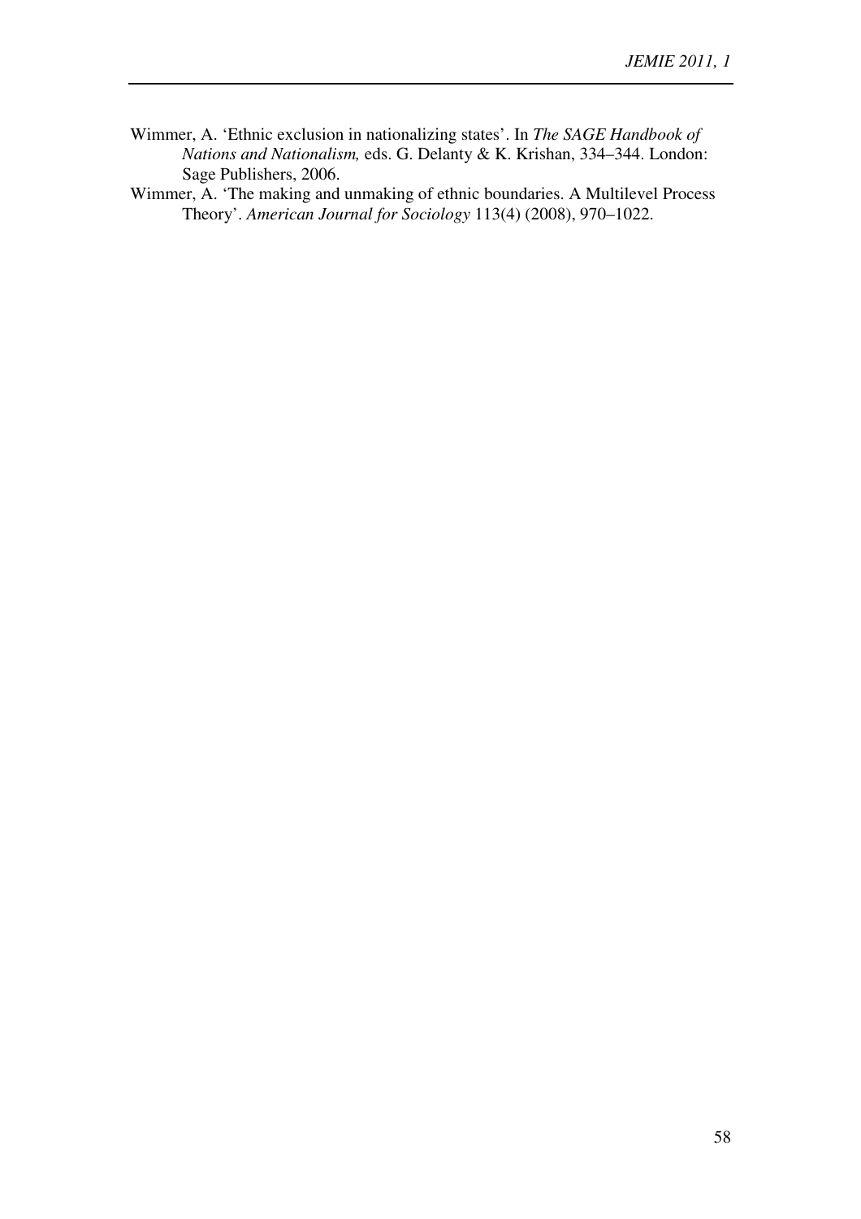Wimmer, A. 'Ethnic exclusion in nationalizing states'. In *The SAGE Handbook of Nations and Nationalism,* eds. G. Delanty & K. Krishan, 334–344. London: Sage Publishers, 2006.

Wimmer, A. 'The making and unmaking of ethnic boundaries. A Multilevel Process Theory'. *American Journal for Sociology* 113(4) (2008), 970–1022.